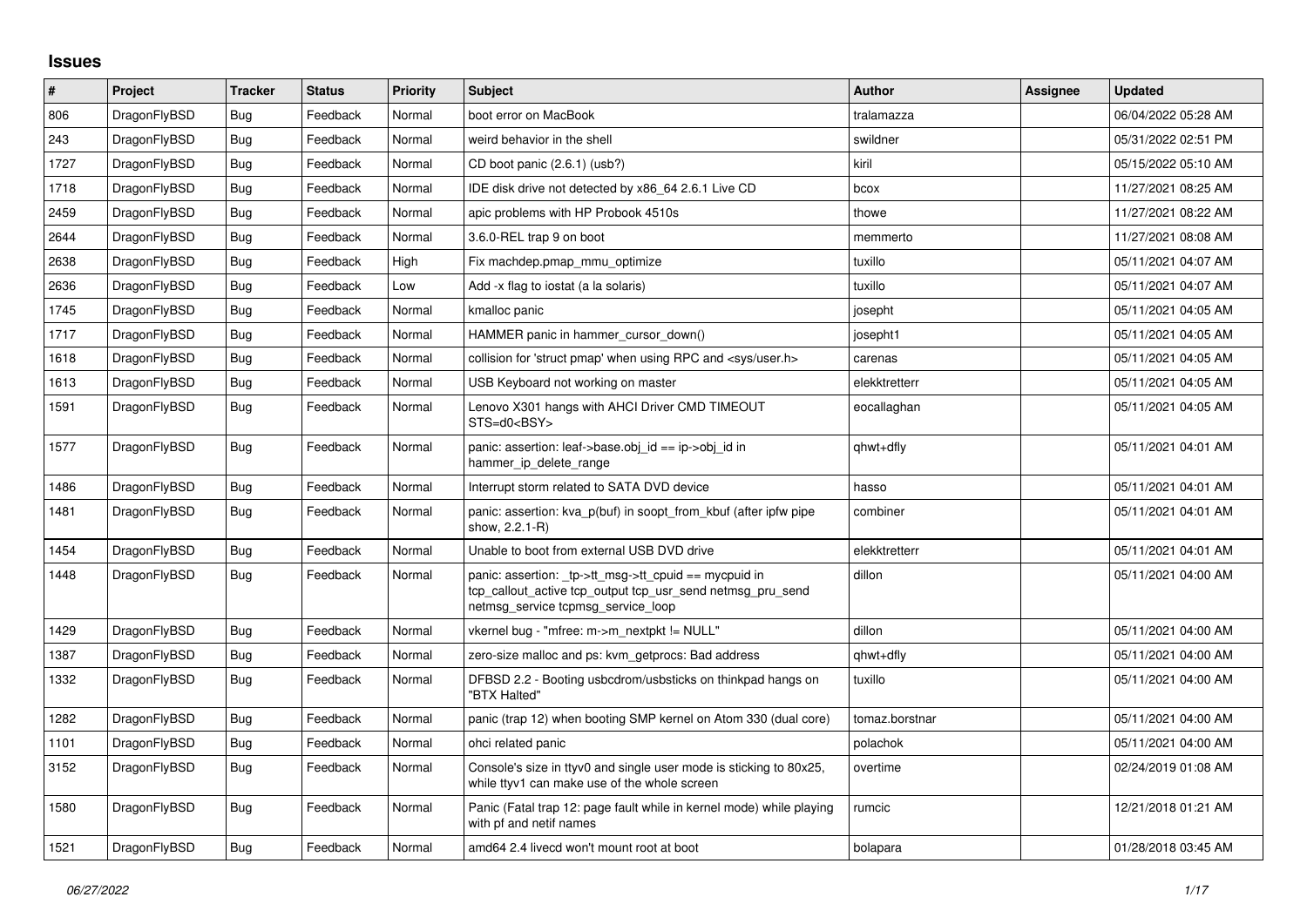## Issues

| # | Project | Tracker | Status | Priority | Subject | Author | Assignee | Updated |
|---|---|---|---|---|---|---|---|---|
| 806 | DragonFlyBSD | Bug | Feedback | Normal | boot error on MacBook | tralamazza | | 06/04/2022 05:28 AM |
| 243 | DragonFlyBSD | Bug | Feedback | Normal | weird behavior in the shell | swildner | | 05/31/2022 02:51 PM |
| 1727 | DragonFlyBSD | Bug | Feedback | Normal | CD boot panic (2.6.1) (usb?) | kiril | | 05/15/2022 05:10 AM |
| 1718 | DragonFlyBSD | Bug | Feedback | Normal | IDE disk drive not detected by x86_64 2.6.1 Live CD | bcox | | 11/27/2021 08:25 AM |
| 2459 | DragonFlyBSD | Bug | Feedback | Normal | apic problems with HP Probook 4510s | thowe | | 11/27/2021 08:22 AM |
| 2644 | DragonFlyBSD | Bug | Feedback | Normal | 3.6.0-REL trap 9 on boot | memmerto | | 11/27/2021 08:08 AM |
| 2638 | DragonFlyBSD | Bug | Feedback | High | Fix machdep.pmap_mmu_optimize | tuxillo | | 05/11/2021 04:07 AM |
| 2636 | DragonFlyBSD | Bug | Feedback | Low | Add -x flag to iostat (a la solaris) | tuxillo | | 05/11/2021 04:07 AM |
| 1745 | DragonFlyBSD | Bug | Feedback | Normal | kmalloc panic | josepht | | 05/11/2021 04:05 AM |
| 1717 | DragonFlyBSD | Bug | Feedback | Normal | HAMMER panic in hammer_cursor_down() | josepht1 | | 05/11/2021 04:05 AM |
| 1618 | DragonFlyBSD | Bug | Feedback | Normal | collision for 'struct pmap' when using RPC and <sys/user.h> | carenas | | 05/11/2021 04:05 AM |
| 1613 | DragonFlyBSD | Bug | Feedback | Normal | USB Keyboard not working on master | elekktretterr | | 05/11/2021 04:05 AM |
| 1591 | DragonFlyBSD | Bug | Feedback | Normal | Lenovo X301 hangs with AHCI Driver CMD TIMEOUT STS=d0<BSY> | eocallaghan | | 05/11/2021 04:05 AM |
| 1577 | DragonFlyBSD | Bug | Feedback | Normal | panic: assertion: leaf->base.obj_id == ip->obj_id in hammer_ip_delete_range | qhwt+dfly | | 05/11/2021 04:01 AM |
| 1486 | DragonFlyBSD | Bug | Feedback | Normal | Interrupt storm related to SATA DVD device | hasso | | 05/11/2021 04:01 AM |
| 1481 | DragonFlyBSD | Bug | Feedback | Normal | panic: assertion: kva_p(buf) in soopt_from_kbuf (after ipfw pipe show, 2.2.1-R) | combiner | | 05/11/2021 04:01 AM |
| 1454 | DragonFlyBSD | Bug | Feedback | Normal | Unable to boot from external USB DVD drive | elekktretterr | | 05/11/2021 04:01 AM |
| 1448 | DragonFlyBSD | Bug | Feedback | Normal | panic: assertion: _tp->tt_msg->tt_cpuid == mycpuid in tcp_callout_active tcp_output tcp_usr_send netmsg_pru_send netmsg_service tcpmsg_service_loop | dillon | | 05/11/2021 04:00 AM |
| 1429 | DragonFlyBSD | Bug | Feedback | Normal | vkernel bug - "mfree: m->m_nextpkt != NULL" | dillon | | 05/11/2021 04:00 AM |
| 1387 | DragonFlyBSD | Bug | Feedback | Normal | zero-size malloc and ps: kvm_getprocs: Bad address | qhwt+dfly | | 05/11/2021 04:00 AM |
| 1332 | DragonFlyBSD | Bug | Feedback | Normal | DFBSD 2.2 - Booting usbcdrom/usbsticks on thinkpad hangs on "BTX Halted" | tuxillo | | 05/11/2021 04:00 AM |
| 1282 | DragonFlyBSD | Bug | Feedback | Normal | panic (trap 12) when booting SMP kernel on Atom 330 (dual core) | tomaz.borstnar | | 05/11/2021 04:00 AM |
| 1101 | DragonFlyBSD | Bug | Feedback | Normal | ohci related panic | polachok | | 05/11/2021 04:00 AM |
| 3152 | DragonFlyBSD | Bug | Feedback | Normal | Console's size in ttyv0 and single user mode is sticking to 80x25, while ttyv1 can make use of the whole screen | overtime | | 02/24/2019 01:08 AM |
| 1580 | DragonFlyBSD | Bug | Feedback | Normal | Panic (Fatal trap 12: page fault while in kernel mode) while playing with pf and netif names | rumcic | | 12/21/2018 01:21 AM |
| 1521 | DragonFlyBSD | Bug | Feedback | Normal | amd64 2.4 livecd won't mount root at boot | bolapara | | 01/28/2018 03:45 AM |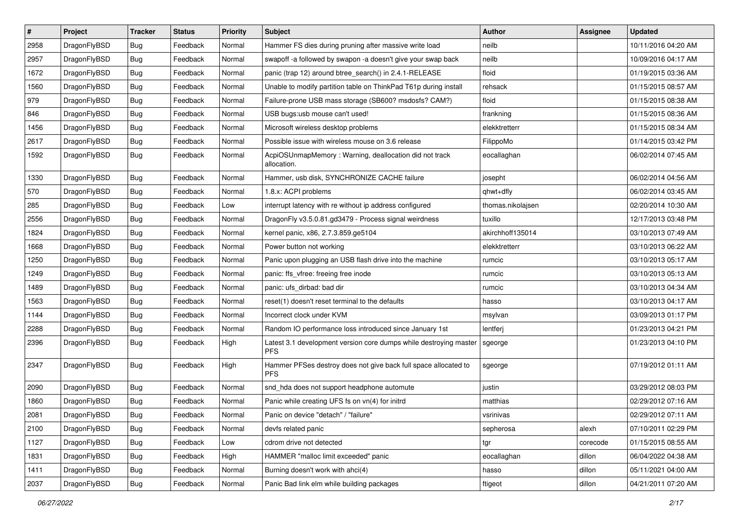| # | Project | Tracker | Status | Priority | Subject | Author | Assignee | Updated |
|---|---|---|---|---|---|---|---|---|
| 2958 | DragonFlyBSD | Bug | Feedback | Normal | Hammer FS dies during pruning after massive write load | neilb | | 10/11/2016 04:20 AM |
| 2957 | DragonFlyBSD | Bug | Feedback | Normal | swapoff -a followed by swapon -a doesn't give your swap back | neilb | | 10/09/2016 04:17 AM |
| 1672 | DragonFlyBSD | Bug | Feedback | Normal | panic (trap 12) around btree_search() in 2.4.1-RELEASE | floid | | 01/19/2015 03:36 AM |
| 1560 | DragonFlyBSD | Bug | Feedback | Normal | Unable to modify partition table on ThinkPad T61p during install | rehsack | | 01/15/2015 08:57 AM |
| 979 | DragonFlyBSD | Bug | Feedback | Normal | Failure-prone USB mass storage (SB600? msdosfs? CAM?) | floid | | 01/15/2015 08:38 AM |
| 846 | DragonFlyBSD | Bug | Feedback | Normal | USB bugs:usb mouse can't used! | frankning | | 01/15/2015 08:36 AM |
| 1456 | DragonFlyBSD | Bug | Feedback | Normal | Microsoft wireless desktop problems | elekktretterr | | 01/15/2015 08:34 AM |
| 2617 | DragonFlyBSD | Bug | Feedback | Normal | Possible issue with wireless mouse on 3.6 release | FilippoMo | | 01/14/2015 03:42 PM |
| 1592 | DragonFlyBSD | Bug | Feedback | Normal | AcpiOSUnmapMemory : Warning, deallocation did not track allocation. | eocallaghan | | 06/02/2014 07:45 AM |
| 1330 | DragonFlyBSD | Bug | Feedback | Normal | Hammer, usb disk, SYNCHRONIZE CACHE failure | josepht | | 06/02/2014 04:56 AM |
| 570 | DragonFlyBSD | Bug | Feedback | Normal | 1.8.x: ACPI problems | qhwt+dfly | | 06/02/2014 03:45 AM |
| 285 | DragonFlyBSD | Bug | Feedback | Low | interrupt latency with re without ip address configured | thomas.nikolajsen | | 02/20/2014 10:30 AM |
| 2556 | DragonFlyBSD | Bug | Feedback | Normal | DragonFly v3.5.0.81.gd3479 - Process signal weirdness | tuxillo | | 12/17/2013 03:48 PM |
| 1824 | DragonFlyBSD | Bug | Feedback | Normal | kernel panic, x86, 2.7.3.859.ge5104 | akirchhoff135014 | | 03/10/2013 07:49 AM |
| 1668 | DragonFlyBSD | Bug | Feedback | Normal | Power button not working | elekktretterr | | 03/10/2013 06:22 AM |
| 1250 | DragonFlyBSD | Bug | Feedback | Normal | Panic upon plugging an USB flash drive into the machine | rumcic | | 03/10/2013 05:17 AM |
| 1249 | DragonFlyBSD | Bug | Feedback | Normal | panic: ffs_vfree: freeing free inode | rumcic | | 03/10/2013 05:13 AM |
| 1489 | DragonFlyBSD | Bug | Feedback | Normal | panic: ufs_dirbad: bad dir | rumcic | | 03/10/2013 04:34 AM |
| 1563 | DragonFlyBSD | Bug | Feedback | Normal | reset(1) doesn't reset terminal to the defaults | hasso | | 03/10/2013 04:17 AM |
| 1144 | DragonFlyBSD | Bug | Feedback | Normal | Incorrect clock under KVM | msylvan | | 03/09/2013 01:17 PM |
| 2288 | DragonFlyBSD | Bug | Feedback | Normal | Random IO performance loss introduced since January 1st | lentferj | | 01/23/2013 04:21 PM |
| 2396 | DragonFlyBSD | Bug | Feedback | High | Latest 3.1 development version core dumps while destroying master PFS | sgeorge | | 01/23/2013 04:10 PM |
| 2347 | DragonFlyBSD | Bug | Feedback | High | Hammer PFSes destroy does not give back full space allocated to PFS | sgeorge | | 07/19/2012 01:11 AM |
| 2090 | DragonFlyBSD | Bug | Feedback | Normal | snd_hda does not support headphone automute | justin | | 03/29/2012 08:03 PM |
| 1860 | DragonFlyBSD | Bug | Feedback | Normal | Panic while creating UFS fs on vn(4) for initrd | matthias | | 02/29/2012 07:16 AM |
| 2081 | DragonFlyBSD | Bug | Feedback | Normal | Panic on device "detach" / "failure" | vsrinivas | | 02/29/2012 07:11 AM |
| 2100 | DragonFlyBSD | Bug | Feedback | Normal | devfs related panic | sepherosa | alexh | 07/10/2011 02:29 PM |
| 1127 | DragonFlyBSD | Bug | Feedback | Low | cdrom drive not detected | tgr | corecode | 01/15/2015 08:55 AM |
| 1831 | DragonFlyBSD | Bug | Feedback | High | HAMMER "malloc limit exceeded" panic | eocallaghan | dillon | 06/04/2022 04:38 AM |
| 1411 | DragonFlyBSD | Bug | Feedback | Normal | Burning doesn't work with ahci(4) | hasso | dillon | 05/11/2021 04:00 AM |
| 2037 | DragonFlyBSD | Bug | Feedback | Normal | Panic Bad link elm while building packages | ftigeot | dillon | 04/21/2011 07:20 AM |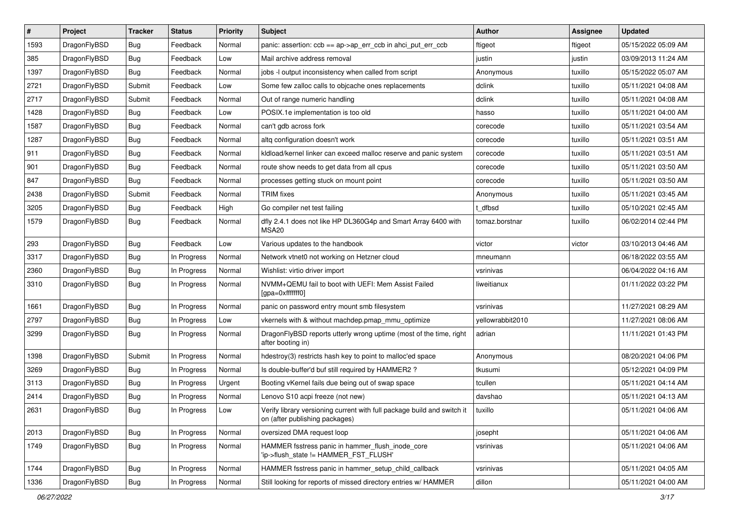| # | Project | Tracker | Status | Priority | Subject | Author | Assignee | Updated |
|---|---|---|---|---|---|---|---|---|
| 1593 | DragonFlyBSD | Bug | Feedback | Normal | panic: assertion: ccb == ap->ap_err_ccb in ahci_put_err_ccb | ftigeot | ftigeot | 05/15/2022 05:09 AM |
| 385 | DragonFlyBSD | Bug | Feedback | Low | Mail archive address removal | justin | justin | 03/09/2013 11:24 AM |
| 1397 | DragonFlyBSD | Bug | Feedback | Normal | jobs -l output inconsistency when called from script | Anonymous | tuxillo | 05/15/2022 05:07 AM |
| 2721 | DragonFlyBSD | Submit | Feedback | Low | Some few zalloc calls to objcache ones replacements | dclink | tuxillo | 05/11/2021 04:08 AM |
| 2717 | DragonFlyBSD | Submit | Feedback | Normal | Out of range numeric handling | dclink | tuxillo | 05/11/2021 04:08 AM |
| 1428 | DragonFlyBSD | Bug | Feedback | Low | POSIX.1e implementation is too old | hasso | tuxillo | 05/11/2021 04:00 AM |
| 1587 | DragonFlyBSD | Bug | Feedback | Normal | can't gdb across fork | corecode | tuxillo | 05/11/2021 03:54 AM |
| 1287 | DragonFlyBSD | Bug | Feedback | Normal | altq configuration doesn't work | corecode | tuxillo | 05/11/2021 03:51 AM |
| 911 | DragonFlyBSD | Bug | Feedback | Normal | kldload/kernel linker can exceed malloc reserve and panic system | corecode | tuxillo | 05/11/2021 03:51 AM |
| 901 | DragonFlyBSD | Bug | Feedback | Normal | route show needs to get data from all cpus | corecode | tuxillo | 05/11/2021 03:50 AM |
| 847 | DragonFlyBSD | Bug | Feedback | Normal | processes getting stuck on mount point | corecode | tuxillo | 05/11/2021 03:50 AM |
| 2438 | DragonFlyBSD | Submit | Feedback | Normal | TRIM fixes | Anonymous | tuxillo | 05/11/2021 03:45 AM |
| 3205 | DragonFlyBSD | Bug | Feedback | High | Go compiler net test failing | t_dfbsd | tuxillo | 05/10/2021 02:45 AM |
| 1579 | DragonFlyBSD | Bug | Feedback | Normal | dfly 2.4.1 does not like HP DL360G4p and Smart Array 6400 with MSA20 | tomaz.borstnar | tuxillo | 06/02/2014 02:44 PM |
| 293 | DragonFlyBSD | Bug | Feedback | Low | Various updates to the handbook | victor | victor | 03/10/2013 04:46 AM |
| 3317 | DragonFlyBSD | Bug | In Progress | Normal | Network vtnet0 not working on Hetzner cloud | mneumann | | 06/18/2022 03:55 AM |
| 2360 | DragonFlyBSD | Bug | In Progress | Normal | Wishlist: virtio driver import | vsrinivas | | 06/04/2022 04:16 AM |
| 3310 | DragonFlyBSD | Bug | In Progress | Normal | NVMM+QEMU fail to boot with UEFI: Mem Assist Failed [gpa=0xfffffff0] | liweitianux | | 01/11/2022 03:22 PM |
| 1661 | DragonFlyBSD | Bug | In Progress | Normal | panic on password entry mount smb filesystem | vsrinivas | | 11/27/2021 08:29 AM |
| 2797 | DragonFlyBSD | Bug | In Progress | Low | vkernels with & without machdep.pmap_mmu_optimize | yellowrabbit2010 | | 11/27/2021 08:06 AM |
| 3299 | DragonFlyBSD | Bug | In Progress | Normal | DragonFlyBSD reports utterly wrong uptime (most of the time, right after booting in) | adrian | | 11/11/2021 01:43 PM |
| 1398 | DragonFlyBSD | Submit | In Progress | Normal | hdestroy(3) restricts hash key to point to malloc'ed space | Anonymous | | 08/20/2021 04:06 PM |
| 3269 | DragonFlyBSD | Bug | In Progress | Normal | Is double-buffer'd buf still required by HAMMER2 ? | tkusumi | | 05/12/2021 04:09 PM |
| 3113 | DragonFlyBSD | Bug | In Progress | Urgent | Booting vKernel fails due being out of swap space | tcullen | | 05/11/2021 04:14 AM |
| 2414 | DragonFlyBSD | Bug | In Progress | Normal | Lenovo S10 acpi freeze (not new) | davshao | | 05/11/2021 04:13 AM |
| 2631 | DragonFlyBSD | Bug | In Progress | Low | Verify library versioning current with full package build and switch it on (after publishing packages) | tuxillo | | 05/11/2021 04:06 AM |
| 2013 | DragonFlyBSD | Bug | In Progress | Normal | oversized DMA request loop | josepht | | 05/11/2021 04:06 AM |
| 1749 | DragonFlyBSD | Bug | In Progress | Normal | HAMMER fsstress panic in hammer_flush_inode_core 'ip->flush_state != HAMMER_FST_FLUSH' | vsrinivas | | 05/11/2021 04:06 AM |
| 1744 | DragonFlyBSD | Bug | In Progress | Normal | HAMMER fsstress panic in hammer_setup_child_callback | vsrinivas | | 05/11/2021 04:05 AM |
| 1336 | DragonFlyBSD | Bug | In Progress | Normal | Still looking for reports of missed directory entries w/ HAMMER | dillon | | 05/11/2021 04:00 AM |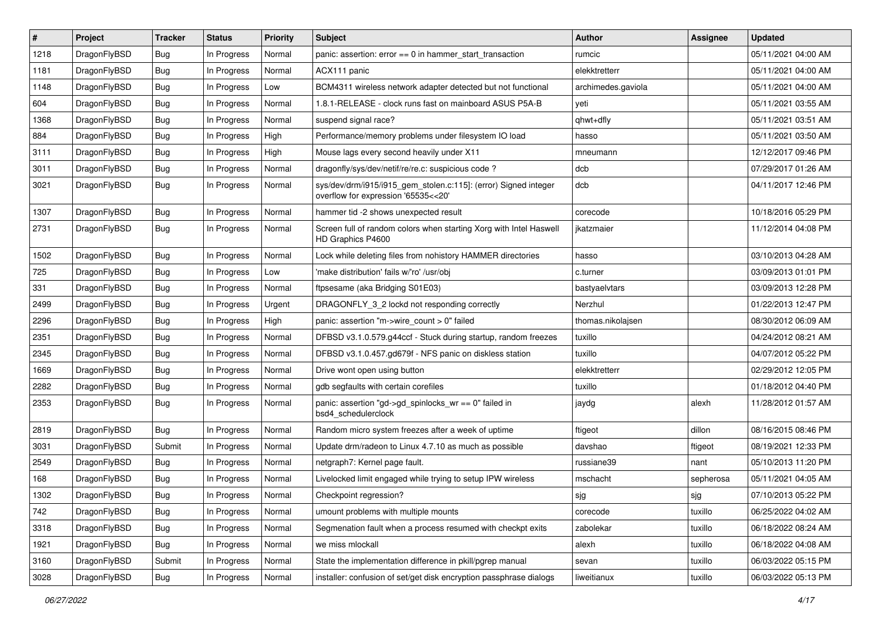| # | Project | Tracker | Status | Priority | Subject | Author | Assignee | Updated |
|---|---|---|---|---|---|---|---|---|
| 1218 | DragonFlyBSD | Bug | In Progress | Normal | panic: assertion: error == 0 in hammer_start_transaction | rumcic | | 05/11/2021 04:00 AM |
| 1181 | DragonFlyBSD | Bug | In Progress | Normal | ACX111 panic | elekktretterr | | 05/11/2021 04:00 AM |
| 1148 | DragonFlyBSD | Bug | In Progress | Low | BCM4311 wireless network adapter detected but not functional | archimedes.gaviola | | 05/11/2021 04:00 AM |
| 604 | DragonFlyBSD | Bug | In Progress | Normal | 1.8.1-RELEASE - clock runs fast on mainboard ASUS P5A-B | yeti | | 05/11/2021 03:55 AM |
| 1368 | DragonFlyBSD | Bug | In Progress | Normal | suspend signal race? | qhwt+dfly | | 05/11/2021 03:51 AM |
| 884 | DragonFlyBSD | Bug | In Progress | High | Performance/memory problems under filesystem IO load | hasso | | 05/11/2021 03:50 AM |
| 3111 | DragonFlyBSD | Bug | In Progress | High | Mouse lags every second heavily under X11 | mneumann | | 12/12/2017 09:46 PM |
| 3011 | DragonFlyBSD | Bug | In Progress | Normal | dragonfly/sys/dev/netif/re/re.c: suspicious code ? | dcb | | 07/29/2017 01:26 AM |
| 3021 | DragonFlyBSD | Bug | In Progress | Normal | sys/dev/drm/i915/i915_gem_stolen.c:115]: (error) Signed integer overflow for expression '65535<<20' | dcb | | 04/11/2017 12:46 PM |
| 1307 | DragonFlyBSD | Bug | In Progress | Normal | hammer tid -2 shows unexpected result | corecode | | 10/18/2016 05:29 PM |
| 2731 | DragonFlyBSD | Bug | In Progress | Normal | Screen full of random colors when starting Xorg with Intel Haswell HD Graphics P4600 | jkatzmaier | | 11/12/2014 04:08 PM |
| 1502 | DragonFlyBSD | Bug | In Progress | Normal | Lock while deleting files from nohistory HAMMER directories | hasso | | 03/10/2013 04:28 AM |
| 725 | DragonFlyBSD | Bug | In Progress | Low | 'make distribution' fails w/'ro' /usr/obj | c.turner | | 03/09/2013 01:01 PM |
| 331 | DragonFlyBSD | Bug | In Progress | Normal | ftpsesame (aka Bridging S01E03) | bastyaelvtars | | 03/09/2013 12:28 PM |
| 2499 | DragonFlyBSD | Bug | In Progress | Urgent | DRAGONFLY_3_2 lockd not responding correctly | Nerzhul | | 01/22/2013 12:47 PM |
| 2296 | DragonFlyBSD | Bug | In Progress | High | panic: assertion "m->wire_count > 0" failed | thomas.nikolajsen | | 08/30/2012 06:09 AM |
| 2351 | DragonFlyBSD | Bug | In Progress | Normal | DFBSD v3.1.0.579.g44ccf - Stuck during startup, random freezes | tuxillo | | 04/24/2012 08:21 AM |
| 2345 | DragonFlyBSD | Bug | In Progress | Normal | DFBSD v3.1.0.457.gd679f - NFS panic on diskless station | tuxillo | | 04/07/2012 05:22 PM |
| 1669 | DragonFlyBSD | Bug | In Progress | Normal | Drive wont open using button | elekktretterr | | 02/29/2012 12:05 PM |
| 2282 | DragonFlyBSD | Bug | In Progress | Normal | gdb segfaults with certain corefiles | tuxillo | | 01/18/2012 04:40 PM |
| 2353 | DragonFlyBSD | Bug | In Progress | Normal | panic: assertion "gd->gd_spinlocks_wr == 0" failed in bsd4_schedulerclock | jaydg | alexh | 11/28/2012 01:57 AM |
| 2819 | DragonFlyBSD | Bug | In Progress | Normal | Random micro system freezes after a week of uptime | ftigeot | dillon | 08/16/2015 08:46 PM |
| 3031 | DragonFlyBSD | Submit | In Progress | Normal | Update drm/radeon to Linux 4.7.10 as much as possible | davshao | ftigeot | 08/19/2021 12:33 PM |
| 2549 | DragonFlyBSD | Bug | In Progress | Normal | netgraph7: Kernel page fault. | russiane39 | nant | 05/10/2013 11:20 PM |
| 168 | DragonFlyBSD | Bug | In Progress | Normal | Livelocked limit engaged while trying to setup IPW wireless | mschacht | sepherosa | 05/11/2021 04:05 AM |
| 1302 | DragonFlyBSD | Bug | In Progress | Normal | Checkpoint regression? | sjg | sjg | 07/10/2013 05:22 PM |
| 742 | DragonFlyBSD | Bug | In Progress | Normal | umount problems with multiple mounts | corecode | tuxillo | 06/25/2022 04:02 AM |
| 3318 | DragonFlyBSD | Bug | In Progress | Normal | Segmenation fault when a process resumed with checkpt exits | zabolekar | tuxillo | 06/18/2022 08:24 AM |
| 1921 | DragonFlyBSD | Bug | In Progress | Normal | we miss mlockall | alexh | tuxillo | 06/18/2022 04:08 AM |
| 3160 | DragonFlyBSD | Submit | In Progress | Normal | State the implementation difference in pkill/pgrep manual | sevan | tuxillo | 06/03/2022 05:15 PM |
| 3028 | DragonFlyBSD | Bug | In Progress | Normal | installer: confusion of set/get disk encryption passphrase dialogs | liweitianux | tuxillo | 06/03/2022 05:13 PM |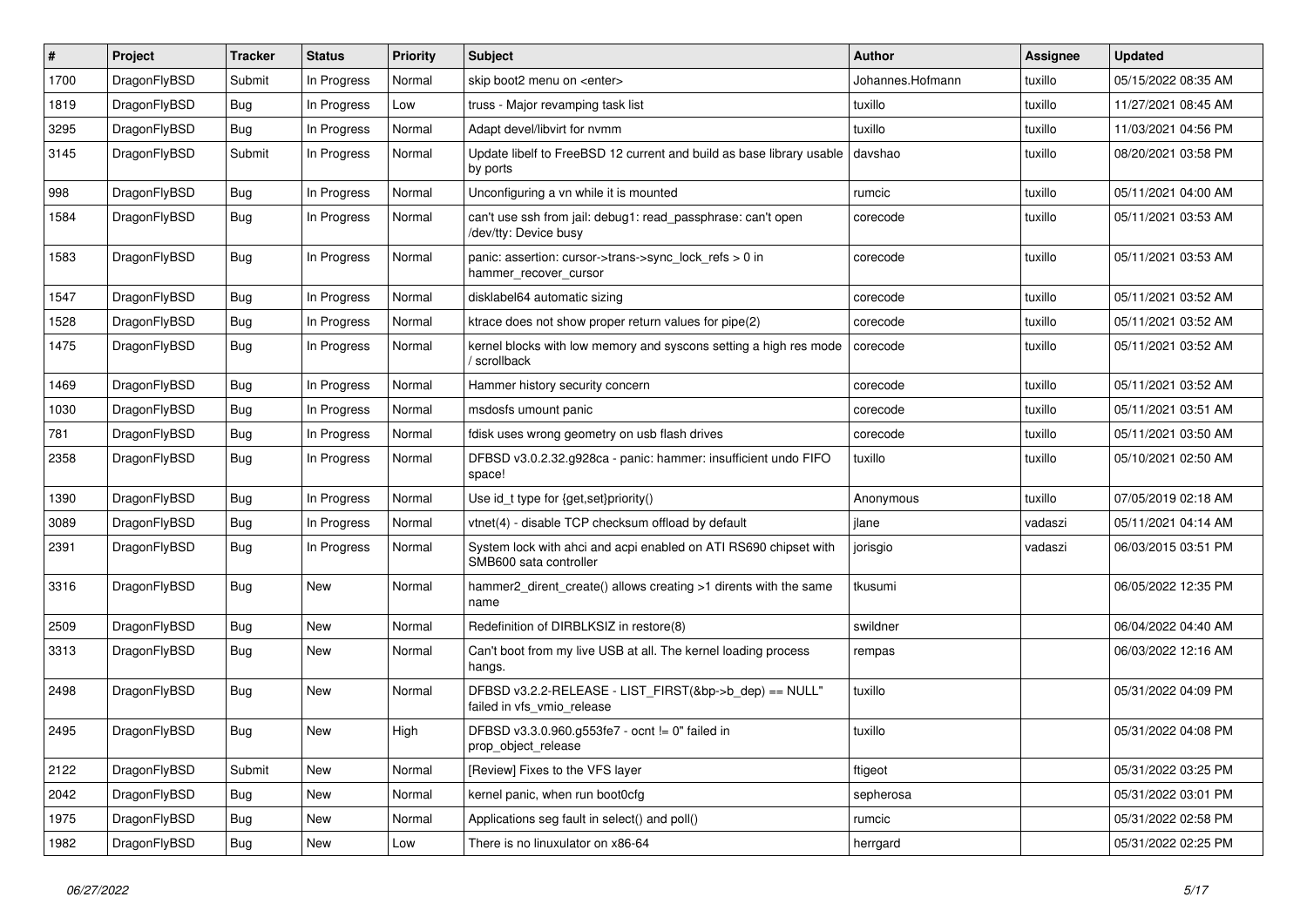| # | Project | Tracker | Status | Priority | Subject | Author | Assignee | Updated |
|---|---|---|---|---|---|---|---|---|
| 1700 | DragonFlyBSD | Submit | In Progress | Normal | skip boot2 menu on <enter> | Johannes.Hofmann | tuxillo | 05/15/2022 08:35 AM |
| 1819 | DragonFlyBSD | Bug | In Progress | Low | truss - Major revamping task list | tuxillo | tuxillo | 11/27/2021 08:45 AM |
| 3295 | DragonFlyBSD | Bug | In Progress | Normal | Adapt devel/libvirt for nvmm | tuxillo | tuxillo | 11/03/2021 04:56 PM |
| 3145 | DragonFlyBSD | Submit | In Progress | Normal | Update libelf to FreeBSD 12 current and build as base library usable by ports | davshao | tuxillo | 08/20/2021 03:58 PM |
| 998 | DragonFlyBSD | Bug | In Progress | Normal | Unconfiguring a vn while it is mounted | rumcic | tuxillo | 05/11/2021 04:00 AM |
| 1584 | DragonFlyBSD | Bug | In Progress | Normal | can't use ssh from jail: debug1: read_passphrase: can't open /dev/tty: Device busy | corecode | tuxillo | 05/11/2021 03:53 AM |
| 1583 | DragonFlyBSD | Bug | In Progress | Normal | panic: assertion: cursor->trans->sync_lock_refs > 0 in hammer_recover_cursor | corecode | tuxillo | 05/11/2021 03:53 AM |
| 1547 | DragonFlyBSD | Bug | In Progress | Normal | disklabel64 automatic sizing | corecode | tuxillo | 05/11/2021 03:52 AM |
| 1528 | DragonFlyBSD | Bug | In Progress | Normal | ktrace does not show proper return values for pipe(2) | corecode | tuxillo | 05/11/2021 03:52 AM |
| 1475 | DragonFlyBSD | Bug | In Progress | Normal | kernel blocks with low memory and syscons setting a high res mode / scrollback | corecode | tuxillo | 05/11/2021 03:52 AM |
| 1469 | DragonFlyBSD | Bug | In Progress | Normal | Hammer history security concern | corecode | tuxillo | 05/11/2021 03:52 AM |
| 1030 | DragonFlyBSD | Bug | In Progress | Normal | msdosfs umount panic | corecode | tuxillo | 05/11/2021 03:51 AM |
| 781 | DragonFlyBSD | Bug | In Progress | Normal | fdisk uses wrong geometry on usb flash drives | corecode | tuxillo | 05/11/2021 03:50 AM |
| 2358 | DragonFlyBSD | Bug | In Progress | Normal | DFBSD v3.0.2.32.g928ca - panic: hammer: insufficient undo FIFO space! | tuxillo | tuxillo | 05/10/2021 02:50 AM |
| 1390 | DragonFlyBSD | Bug | In Progress | Normal | Use id_t type for {get,set}priority() | Anonymous | tuxillo | 07/05/2019 02:18 AM |
| 3089 | DragonFlyBSD | Bug | In Progress | Normal | vtnet(4) - disable TCP checksum offload by default | jlane | vadaszi | 05/11/2021 04:14 AM |
| 2391 | DragonFlyBSD | Bug | In Progress | Normal | System lock with ahci and acpi enabled on ATI RS690 chipset with SMB600 sata controller | jorisgio | vadaszi | 06/03/2015 03:51 PM |
| 3316 | DragonFlyBSD | Bug | New | Normal | hammer2_dirent_create() allows creating >1 dirents with the same name | tkusumi | | 06/05/2022 12:35 PM |
| 2509 | DragonFlyBSD | Bug | New | Normal | Redefinition of DIRBLKSIZ in restore(8) | swildner | | 06/04/2022 04:40 AM |
| 3313 | DragonFlyBSD | Bug | New | Normal | Can't boot from my live USB at all. The kernel loading process hangs. | rempas | | 06/03/2022 12:16 AM |
| 2498 | DragonFlyBSD | Bug | New | Normal | DFBSD v3.2.2-RELEASE - LIST_FIRST(&bp->b_dep) == NULL" failed in vfs_vmio_release | tuxillo | | 05/31/2022 04:09 PM |
| 2495 | DragonFlyBSD | Bug | New | High | DFBSD v3.3.0.960.g553fe7 - ocnt != 0" failed in prop_object_release | tuxillo | | 05/31/2022 04:08 PM |
| 2122 | DragonFlyBSD | Submit | New | Normal | [Review] Fixes to the VFS layer | ftigeot | | 05/31/2022 03:25 PM |
| 2042 | DragonFlyBSD | Bug | New | Normal | kernel panic, when run boot0cfg | sepherosa | | 05/31/2022 03:01 PM |
| 1975 | DragonFlyBSD | Bug | New | Normal | Applications seg fault in select() and poll() | rumcic | | 05/31/2022 02:58 PM |
| 1982 | DragonFlyBSD | Bug | New | Low | There is no linuxulator on x86-64 | herrgard | | 05/31/2022 02:25 PM |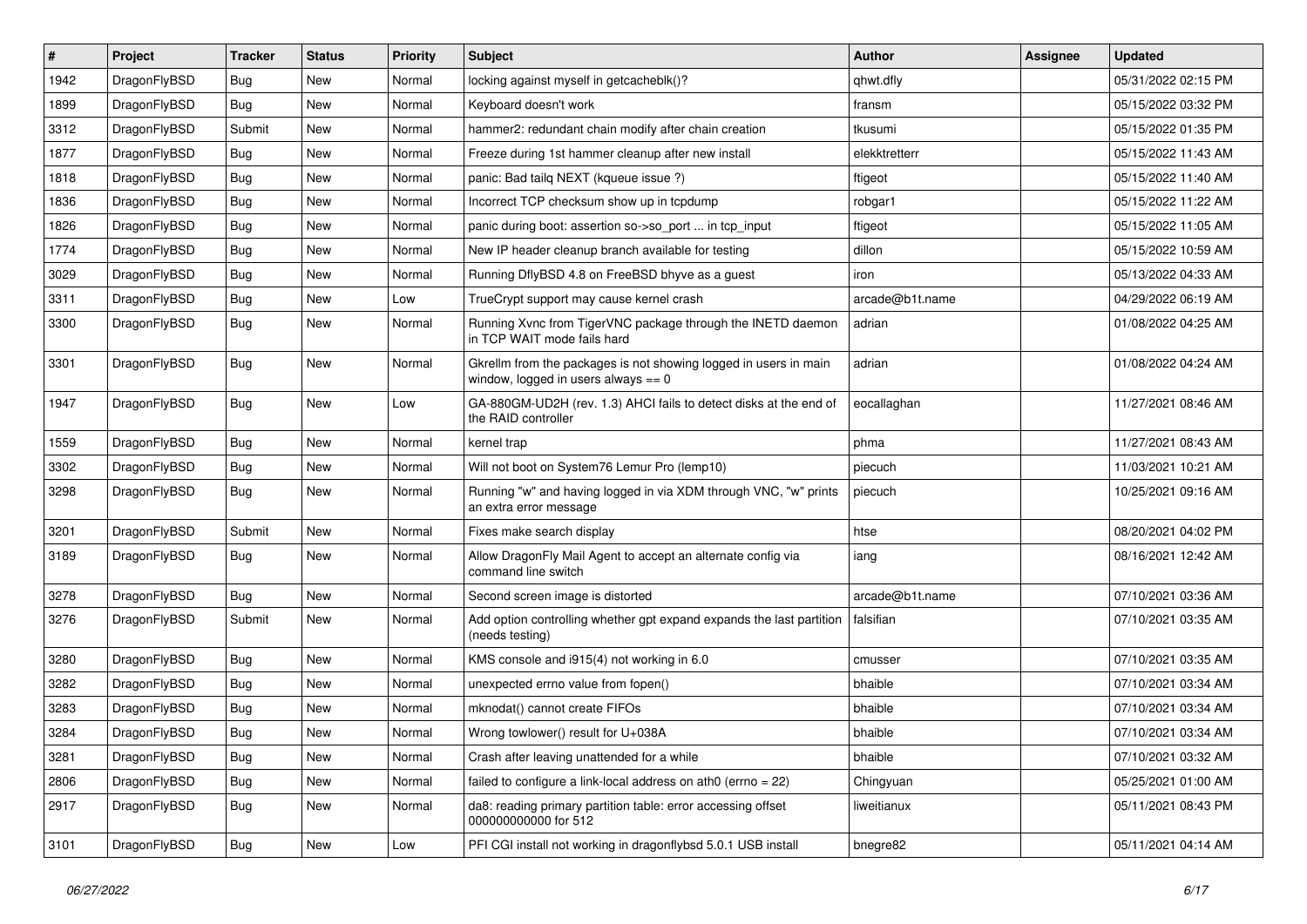| # | Project | Tracker | Status | Priority | Subject | Author | Assignee | Updated |
|---|---|---|---|---|---|---|---|---|
| 1942 | DragonFlyBSD | Bug | New | Normal | locking against myself in getcacheblk()? | qhwt.dfly | | 05/31/2022 02:15 PM |
| 1899 | DragonFlyBSD | Bug | New | Normal | Keyboard doesn't work | fransm | | 05/15/2022 03:32 PM |
| 3312 | DragonFlyBSD | Submit | New | Normal | hammer2: redundant chain modify after chain creation | tkusumi | | 05/15/2022 01:35 PM |
| 1877 | DragonFlyBSD | Bug | New | Normal | Freeze during 1st hammer cleanup after new install | elekktretterr | | 05/15/2022 11:43 AM |
| 1818 | DragonFlyBSD | Bug | New | Normal | panic: Bad tailq NEXT (kqueue issue ?) | ftigeot | | 05/15/2022 11:40 AM |
| 1836 | DragonFlyBSD | Bug | New | Normal | Incorrect TCP checksum show up in tcpdump | robgar1 | | 05/15/2022 11:22 AM |
| 1826 | DragonFlyBSD | Bug | New | Normal | panic during boot: assertion so->so_port ... in tcp_input | ftigeot | | 05/15/2022 11:05 AM |
| 1774 | DragonFlyBSD | Bug | New | Normal | New IP header cleanup branch available for testing | dillon | | 05/15/2022 10:59 AM |
| 3029 | DragonFlyBSD | Bug | New | Normal | Running DflyBSD 4.8 on FreeBSD bhyve as a guest | iron | | 05/13/2022 04:33 AM |
| 3311 | DragonFlyBSD | Bug | New | Low | TrueCrypt support may cause kernel crash | arcade@b1t.name | | 04/29/2022 06:19 AM |
| 3300 | DragonFlyBSD | Bug | New | Normal | Running Xvnc from TigerVNC package through the INETD daemon in TCP WAIT mode fails hard | adrian | | 01/08/2022 04:25 AM |
| 3301 | DragonFlyBSD | Bug | New | Normal | Gkrellm from the packages is not showing logged in users in main window, logged in users always == 0 | adrian | | 01/08/2022 04:24 AM |
| 1947 | DragonFlyBSD | Bug | New | Low | GA-880GM-UD2H (rev. 1.3) AHCI fails to detect disks at the end of the RAID controller | eocallaghan | | 11/27/2021 08:46 AM |
| 1559 | DragonFlyBSD | Bug | New | Normal | kernel trap | phma | | 11/27/2021 08:43 AM |
| 3302 | DragonFlyBSD | Bug | New | Normal | Will not boot on System76 Lemur Pro (lemp10) | piecuch | | 11/03/2021 10:21 AM |
| 3298 | DragonFlyBSD | Bug | New | Normal | Running "w" and having logged in via XDM through VNC, "w" prints an extra error message | piecuch | | 10/25/2021 09:16 AM |
| 3201 | DragonFlyBSD | Submit | New | Normal | Fixes make search display | htse | | 08/20/2021 04:02 PM |
| 3189 | DragonFlyBSD | Bug | New | Normal | Allow DragonFly Mail Agent to accept an alternate config via command line switch | iang | | 08/16/2021 12:42 AM |
| 3278 | DragonFlyBSD | Bug | New | Normal | Second screen image is distorted | arcade@b1t.name | | 07/10/2021 03:36 AM |
| 3276 | DragonFlyBSD | Submit | New | Normal | Add option controlling whether gpt expand expands the last partition (needs testing) | falsifian | | 07/10/2021 03:35 AM |
| 3280 | DragonFlyBSD | Bug | New | Normal | KMS console and i915(4) not working in 6.0 | cmusser | | 07/10/2021 03:35 AM |
| 3282 | DragonFlyBSD | Bug | New | Normal | unexpected errno value from fopen() | bhaible | | 07/10/2021 03:34 AM |
| 3283 | DragonFlyBSD | Bug | New | Normal | mknodat() cannot create FIFOs | bhaible | | 07/10/2021 03:34 AM |
| 3284 | DragonFlyBSD | Bug | New | Normal | Wrong towlower() result for U+038A | bhaible | | 07/10/2021 03:34 AM |
| 3281 | DragonFlyBSD | Bug | New | Normal | Crash after leaving unattended for a while | bhaible | | 07/10/2021 03:32 AM |
| 2806 | DragonFlyBSD | Bug | New | Normal | failed to configure a link-local address on ath0 (errno = 22) | Chingyuan | | 05/25/2021 01:00 AM |
| 2917 | DragonFlyBSD | Bug | New | Normal | da8: reading primary partition table: error accessing offset 000000000000 for 512 | liweitianux | | 05/11/2021 08:43 PM |
| 3101 | DragonFlyBSD | Bug | New | Low | PFI CGI install not working in dragonflybsd 5.0.1 USB install | bnegre82 | | 05/11/2021 04:14 AM |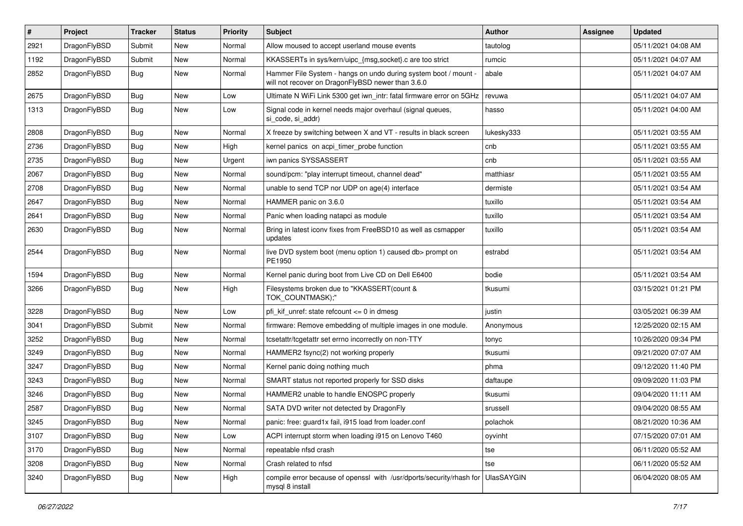| # | Project | Tracker | Status | Priority | Subject | Author | Assignee | Updated |
|---|---|---|---|---|---|---|---|---|
| 2921 | DragonFlyBSD | Submit | New | Normal | Allow moused to accept userland mouse events | tautolog | | 05/11/2021 04:08 AM |
| 1192 | DragonFlyBSD | Submit | New | Normal | KKASSERTs in sys/kern/uipc_{msg,socket}.c are too strict | rumcic | | 05/11/2021 04:07 AM |
| 2852 | DragonFlyBSD | Bug | New | Normal | Hammer File System - hangs on undo during system boot / mount - will not recover on DragonFlyBSD newer than 3.6.0 | abale | | 05/11/2021 04:07 AM |
| 2675 | DragonFlyBSD | Bug | New | Low | Ultimate N WiFi Link 5300 get iwn_intr: fatal firmware error on 5GHz | revuwa | | 05/11/2021 04:07 AM |
| 1313 | DragonFlyBSD | Bug | New | Low | Signal code in kernel needs major overhaul (signal queues, si_code, si_addr) | hasso | | 05/11/2021 04:00 AM |
| 2808 | DragonFlyBSD | Bug | New | Normal | X freeze by switching between X and VT - results in black screen | lukesky333 | | 05/11/2021 03:55 AM |
| 2736 | DragonFlyBSD | Bug | New | High | kernel panics on acpi_timer_probe function | cnb | | 05/11/2021 03:55 AM |
| 2735 | DragonFlyBSD | Bug | New | Urgent | iwn panics SYSSASSERT | cnb | | 05/11/2021 03:55 AM |
| 2067 | DragonFlyBSD | Bug | New | Normal | sound/pcm: "play interrupt timeout, channel dead" | matthiasr | | 05/11/2021 03:55 AM |
| 2708 | DragonFlyBSD | Bug | New | Normal | unable to send TCP nor UDP on age(4) interface | dermiste | | 05/11/2021 03:54 AM |
| 2647 | DragonFlyBSD | Bug | New | Normal | HAMMER panic on 3.6.0 | tuxillo | | 05/11/2021 03:54 AM |
| 2641 | DragonFlyBSD | Bug | New | Normal | Panic when loading natapci as module | tuxillo | | 05/11/2021 03:54 AM |
| 2630 | DragonFlyBSD | Bug | New | Normal | Bring in latest iconv fixes from FreeBSD10 as well as csmapper updates | tuxillo | | 05/11/2021 03:54 AM |
| 2544 | DragonFlyBSD | Bug | New | Normal | live DVD system boot (menu option 1) caused db> prompt on PE1950 | estrabd | | 05/11/2021 03:54 AM |
| 1594 | DragonFlyBSD | Bug | New | Normal | Kernel panic during boot from Live CD on Dell E6400 | bodie | | 05/11/2021 03:54 AM |
| 3266 | DragonFlyBSD | Bug | New | High | Filesystems broken due to "KKASSERT(count & TOK_COUNTMASK);" | tkusumi | | 03/15/2021 01:21 PM |
| 3228 | DragonFlyBSD | Bug | New | Low | pfi_kif_unref: state refcount <= 0 in dmesg | justin | | 03/05/2021 06:39 AM |
| 3041 | DragonFlyBSD | Submit | New | Normal | firmware: Remove embedding of multiple images in one module. | Anonymous | | 12/25/2020 02:15 AM |
| 3252 | DragonFlyBSD | Bug | New | Normal | tcsetattr/tcgetattr set errno incorrectly on non-TTY | tonyc | | 10/26/2020 09:34 PM |
| 3249 | DragonFlyBSD | Bug | New | Normal | HAMMER2 fsync(2) not working properly | tkusumi | | 09/21/2020 07:07 AM |
| 3247 | DragonFlyBSD | Bug | New | Normal | Kernel panic doing nothing much | phma | | 09/12/2020 11:40 PM |
| 3243 | DragonFlyBSD | Bug | New | Normal | SMART status not reported properly for SSD disks | daftaupe | | 09/09/2020 11:03 PM |
| 3246 | DragonFlyBSD | Bug | New | Normal | HAMMER2 unable to handle ENOSPC properly | tkusumi | | 09/04/2020 11:11 AM |
| 2587 | DragonFlyBSD | Bug | New | Normal | SATA DVD writer not detected by DragonFly | srussell | | 09/04/2020 08:55 AM |
| 3245 | DragonFlyBSD | Bug | New | Normal | panic: free: guard1x fail, i915 load from loader.conf | polachok | | 08/21/2020 10:36 AM |
| 3107 | DragonFlyBSD | Bug | New | Low | ACPI interrupt storm when loading i915 on Lenovo T460 | oyvinht | | 07/15/2020 07:01 AM |
| 3170 | DragonFlyBSD | Bug | New | Normal | repeatable nfsd crash | tse | | 06/11/2020 05:52 AM |
| 3208 | DragonFlyBSD | Bug | New | Normal | Crash related to nfsd | tse | | 06/11/2020 05:52 AM |
| 3240 | DragonFlyBSD | Bug | New | High | compile error because of openssl with /usr/dports/security/rhash for mysql 8 install | UlasSAYGIN | | 06/04/2020 08:05 AM |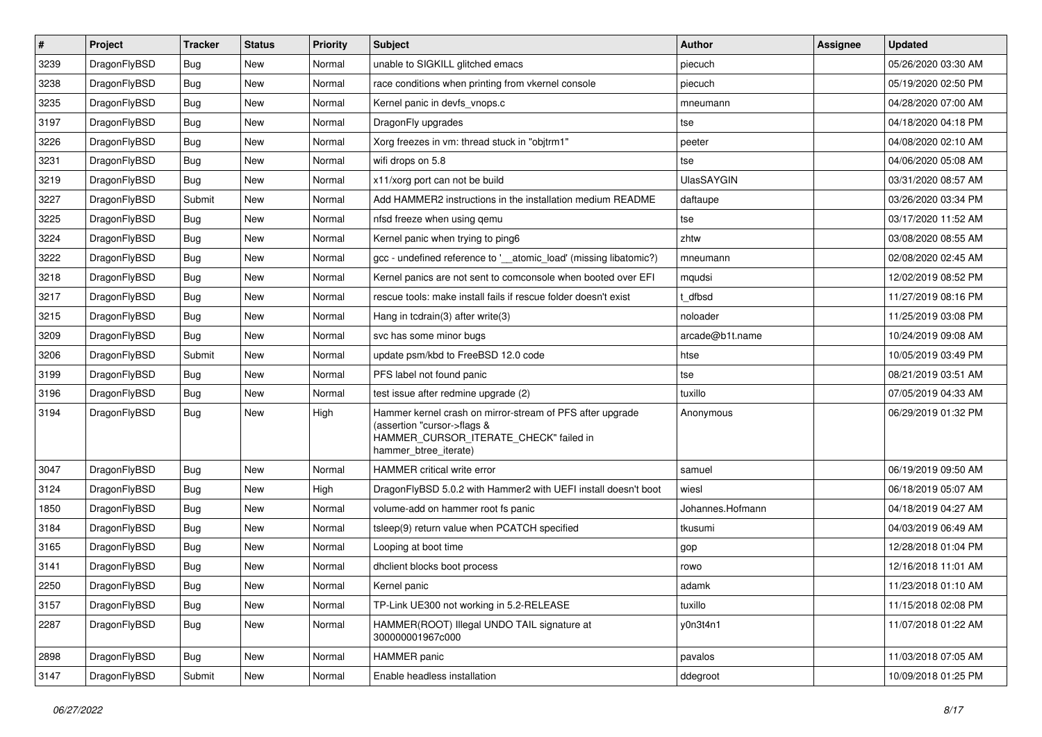| # | Project | Tracker | Status | Priority | Subject | Author | Assignee | Updated |
|---|---|---|---|---|---|---|---|---|
| 3239 | DragonFlyBSD | Bug | New | Normal | unable to SIGKILL glitched emacs | piecuch | | 05/26/2020 03:30 AM |
| 3238 | DragonFlyBSD | Bug | New | Normal | race conditions when printing from vkernel console | piecuch | | 05/19/2020 02:50 PM |
| 3235 | DragonFlyBSD | Bug | New | Normal | Kernel panic in devfs_vnops.c | mneumann | | 04/28/2020 07:00 AM |
| 3197 | DragonFlyBSD | Bug | New | Normal | DragonFly upgrades | tse | | 04/18/2020 04:18 PM |
| 3226 | DragonFlyBSD | Bug | New | Normal | Xorg freezes in vm: thread stuck in "objtrm1" | peeter | | 04/08/2020 02:10 AM |
| 3231 | DragonFlyBSD | Bug | New | Normal | wifi drops on 5.8 | tse | | 04/06/2020 05:08 AM |
| 3219 | DragonFlyBSD | Bug | New | Normal | x11/xorg port can not be build | UlasSAYGIN | | 03/31/2020 08:57 AM |
| 3227 | DragonFlyBSD | Submit | New | Normal | Add HAMMER2 instructions in the installation medium README | daftaupe | | 03/26/2020 03:34 PM |
| 3225 | DragonFlyBSD | Bug | New | Normal | nfsd freeze when using qemu | tse | | 03/17/2020 11:52 AM |
| 3224 | DragonFlyBSD | Bug | New | Normal | Kernel panic when trying to ping6 | zhtw | | 03/08/2020 08:55 AM |
| 3222 | DragonFlyBSD | Bug | New | Normal | gcc - undefined reference to '__atomic_load' (missing libatomic?) | mneumann | | 02/08/2020 02:45 AM |
| 3218 | DragonFlyBSD | Bug | New | Normal | Kernel panics are not sent to comconsole when booted over EFI | mqudsi | | 12/02/2019 08:52 PM |
| 3217 | DragonFlyBSD | Bug | New | Normal | rescue tools: make install fails if rescue folder doesn't exist | t_dfbsd | | 11/27/2019 08:16 PM |
| 3215 | DragonFlyBSD | Bug | New | Normal | Hang in tcdrain(3) after write(3) | noloader | | 11/25/2019 03:08 PM |
| 3209 | DragonFlyBSD | Bug | New | Normal | svc has some minor bugs | arcade@b1t.name | | 10/24/2019 09:08 AM |
| 3206 | DragonFlyBSD | Submit | New | Normal | update psm/kbd to FreeBSD 12.0 code | htse | | 10/05/2019 03:49 PM |
| 3199 | DragonFlyBSD | Bug | New | Normal | PFS label not found panic | tse | | 08/21/2019 03:51 AM |
| 3196 | DragonFlyBSD | Bug | New | Normal | test issue after redmine upgrade (2) | tuxillo | | 07/05/2019 04:33 AM |
| 3194 | DragonFlyBSD | Bug | New | High | Hammer kernel crash on mirror-stream of PFS after upgrade (assertion "cursor->flags & HAMMER_CURSOR_ITERATE_CHECK" failed in hammer_btree_iterate) | Anonymous | | 06/29/2019 01:32 PM |
| 3047 | DragonFlyBSD | Bug | New | Normal | HAMMER critical write error | samuel | | 06/19/2019 09:50 AM |
| 3124 | DragonFlyBSD | Bug | New | High | DragonFlyBSD 5.0.2 with Hammer2 with UEFI install doesn't boot | wiesl | | 06/18/2019 05:07 AM |
| 1850 | DragonFlyBSD | Bug | New | Normal | volume-add on hammer root fs panic | Johannes.Hofmann | | 04/18/2019 04:27 AM |
| 3184 | DragonFlyBSD | Bug | New | Normal | tsleep(9) return value when PCATCH specified | tkusumi | | 04/03/2019 06:49 AM |
| 3165 | DragonFlyBSD | Bug | New | Normal | Looping at boot time | gop | | 12/28/2018 01:04 PM |
| 3141 | DragonFlyBSD | Bug | New | Normal | dhclient blocks boot process | rowo | | 12/16/2018 11:01 AM |
| 2250 | DragonFlyBSD | Bug | New | Normal | Kernel panic | adamk | | 11/23/2018 01:10 AM |
| 3157 | DragonFlyBSD | Bug | New | Normal | TP-Link UE300 not working in 5.2-RELEASE | tuxillo | | 11/15/2018 02:08 PM |
| 2287 | DragonFlyBSD | Bug | New | Normal | HAMMER(ROOT) Illegal UNDO TAIL signature at 300000001967c000 | y0n3t4n1 | | 11/07/2018 01:22 AM |
| 2898 | DragonFlyBSD | Bug | New | Normal | HAMMER panic | pavalos | | 11/03/2018 07:05 AM |
| 3147 | DragonFlyBSD | Submit | New | Normal | Enable headless installation | ddegroot | | 10/09/2018 01:25 PM |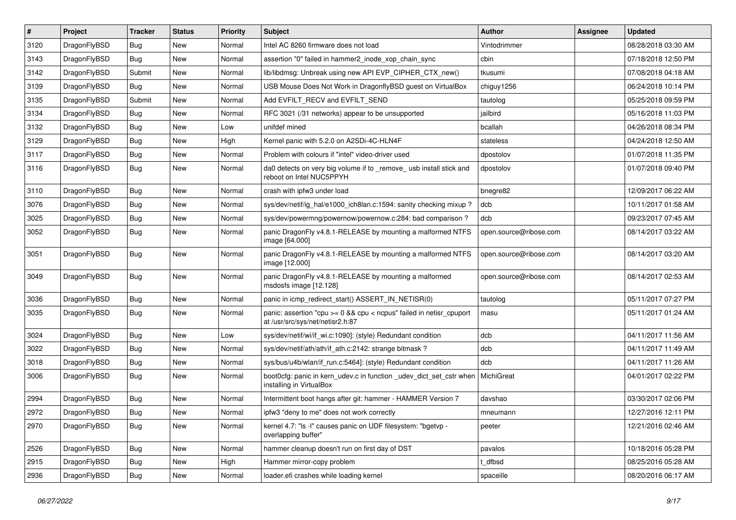| # | Project | Tracker | Status | Priority | Subject | Author | Assignee | Updated |
|---|---|---|---|---|---|---|---|---|
| 3120 | DragonFlyBSD | Bug | New | Normal | Intel AC 8260 firmware does not load | Vintodrimmer | | 08/28/2018 03:30 AM |
| 3143 | DragonFlyBSD | Bug | New | Normal | assertion "0" failed in hammer2_inode_xop_chain_sync | cbin | | 07/18/2018 12:50 PM |
| 3142 | DragonFlyBSD | Submit | New | Normal | lib/libdmsg: Unbreak using new API EVP_CIPHER_CTX_new() | tkusumi | | 07/08/2018 04:18 AM |
| 3139 | DragonFlyBSD | Bug | New | Normal | USB Mouse Does Not Work in DragonflyBSD guest on VirtualBox | chiguy1256 | | 06/24/2018 10:14 PM |
| 3135 | DragonFlyBSD | Submit | New | Normal | Add EVFILT_RECV and EVFILT_SEND | tautolog | | 05/25/2018 09:59 PM |
| 3134 | DragonFlyBSD | Bug | New | Normal | RFC 3021 (/31 networks) appear to be unsupported | jailbird | | 05/16/2018 11:03 PM |
| 3132 | DragonFlyBSD | Bug | New | Low | unifdef mined | bcallah | | 04/26/2018 08:34 PM |
| 3129 | DragonFlyBSD | Bug | New | High | Kernel panic with 5.2.0 on A2SDi-4C-HLN4F | stateless | | 04/24/2018 12:50 AM |
| 3117 | DragonFlyBSD | Bug | New | Normal | Problem with colours if "intel" video-driver used | dpostolov | | 01/07/2018 11:35 PM |
| 3116 | DragonFlyBSD | Bug | New | Normal | da0 detects on very big volume if to _remove_ usb install stick and reboot on Intel NUC5PPYH | dpostolov | | 01/07/2018 09:40 PM |
| 3110 | DragonFlyBSD | Bug | New | Normal | crash with ipfw3 under load | bnegre82 | | 12/09/2017 06:22 AM |
| 3076 | DragonFlyBSD | Bug | New | Normal | sys/dev/netif/ig_hal/e1000_ich8lan.c:1594: sanity checking mixup ? | dcb | | 10/11/2017 01:58 AM |
| 3025 | DragonFlyBSD | Bug | New | Normal | sys/dev/powermng/powernow/powernow.c:284: bad comparison ? | dcb | | 09/23/2017 07:45 AM |
| 3052 | DragonFlyBSD | Bug | New | Normal | panic DragonFly v4.8.1-RELEASE by mounting a malformed NTFS image [64.000] | open.source@ribose.com | | 08/14/2017 03:22 AM |
| 3051 | DragonFlyBSD | Bug | New | Normal | panic DragonFly v4.8.1-RELEASE by mounting a malformed NTFS image [12.000] | open.source@ribose.com | | 08/14/2017 03:20 AM |
| 3049 | DragonFlyBSD | Bug | New | Normal | panic DragonFly v4.8.1-RELEASE by mounting a malformed msdosfs image [12.128] | open.source@ribose.com | | 08/14/2017 02:53 AM |
| 3036 | DragonFlyBSD | Bug | New | Normal | panic in icmp_redirect_start() ASSERT_IN_NETISR(0) | tautolog | | 05/11/2017 07:27 PM |
| 3035 | DragonFlyBSD | Bug | New | Normal | panic: assertion "cpu >= 0 && cpu < ncpus" failed in netisr_cpuport at /usr/src/sys/net/netisr2.h:87 | masu | | 05/11/2017 01:24 AM |
| 3024 | DragonFlyBSD | Bug | New | Low | sys/dev/netif/wi/if_wi.c:1090]: (style) Redundant condition | dcb | | 04/11/2017 11:56 AM |
| 3022 | DragonFlyBSD | Bug | New | Normal | sys/dev/netif/ath/ath/if_ath.c:2142: strange bitmask ? | dcb | | 04/11/2017 11:49 AM |
| 3018 | DragonFlyBSD | Bug | New | Normal | sys/bus/u4b/wlan/if_run.c:5464]: (style) Redundant condition | dcb | | 04/11/2017 11:26 AM |
| 3006 | DragonFlyBSD | Bug | New | Normal | boot0cfg: panic in kern_udev.c in function _udev_dict_set_cstr when installing in VirtualBox | MichiGreat | | 04/01/2017 02:22 PM |
| 2994 | DragonFlyBSD | Bug | New | Normal | Intermittent boot hangs after git: hammer - HAMMER Version 7 | davshao | | 03/30/2017 02:06 PM |
| 2972 | DragonFlyBSD | Bug | New | Normal | ipfw3 "deny to me" does not work correctly | mneumann | | 12/27/2016 12:11 PM |
| 2970 | DragonFlyBSD | Bug | New | Normal | kernel 4.7: "ls -l" causes panic on UDF filesystem: "bgetvp - overlapping buffer" | peeter | | 12/21/2016 02:46 AM |
| 2526 | DragonFlyBSD | Bug | New | Normal | hammer cleanup doesn't run on first day of DST | pavalos | | 10/18/2016 05:28 PM |
| 2915 | DragonFlyBSD | Bug | New | High | Hammer mirror-copy problem | t_dfbsd | | 08/25/2016 05:28 AM |
| 2936 | DragonFlyBSD | Bug | New | Normal | loader.efi crashes while loading kernel | spaceille | | 08/20/2016 06:17 AM |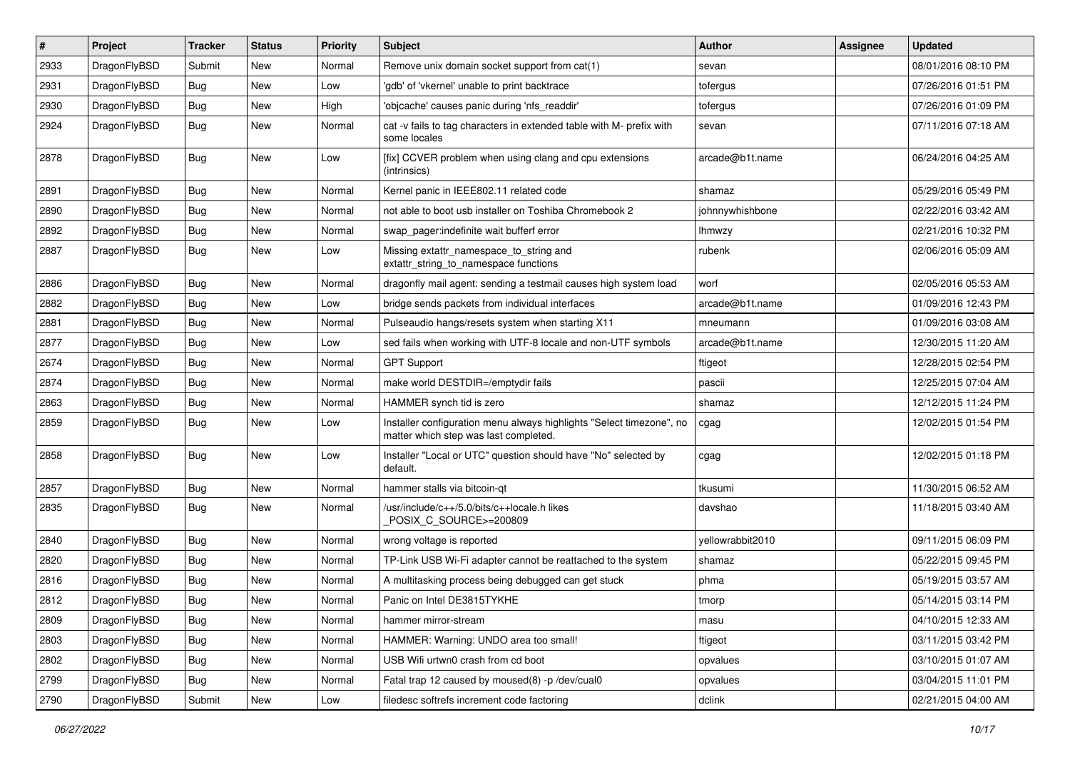| # | Project | Tracker | Status | Priority | Subject | Author | Assignee | Updated |
|---|---|---|---|---|---|---|---|---|
| 2933 | DragonFlyBSD | Submit | New | Normal | Remove unix domain socket support from cat(1) | sevan | | 08/01/2016 08:10 PM |
| 2931 | DragonFlyBSD | Bug | New | Low | 'gdb' of 'vkernel' unable to print backtrace | tofergus | | 07/26/2016 01:51 PM |
| 2930 | DragonFlyBSD | Bug | New | High | 'objcache' causes panic during 'nfs_readdir' | tofergus | | 07/26/2016 01:09 PM |
| 2924 | DragonFlyBSD | Bug | New | Normal | cat -v fails to tag characters in extended table with M- prefix with some locales | sevan | | 07/11/2016 07:18 AM |
| 2878 | DragonFlyBSD | Bug | New | Low | [fix] CCVER problem when using clang and cpu extensions (intrinsics) | arcade@b1t.name | | 06/24/2016 04:25 AM |
| 2891 | DragonFlyBSD | Bug | New | Normal | Kernel panic in IEEE802.11 related code | shamaz | | 05/29/2016 05:49 PM |
| 2890 | DragonFlyBSD | Bug | New | Normal | not able to boot usb installer on Toshiba Chromebook 2 | johnnywhishbone | | 02/22/2016 03:42 AM |
| 2892 | DragonFlyBSD | Bug | New | Normal | swap_pager:indefinite wait bufferf error | lhmwzy | | 02/21/2016 10:32 PM |
| 2887 | DragonFlyBSD | Bug | New | Low | Missing extattr_namespace_to_string and extattr_string_to_namespace functions | rubenk | | 02/06/2016 05:09 AM |
| 2886 | DragonFlyBSD | Bug | New | Normal | dragonfly mail agent: sending a testmail causes high system load | worf | | 02/05/2016 05:53 AM |
| 2882 | DragonFlyBSD | Bug | New | Low | bridge sends packets from individual interfaces | arcade@b1t.name | | 01/09/2016 12:43 PM |
| 2881 | DragonFlyBSD | Bug | New | Normal | Pulseaudio hangs/resets system when starting X11 | mneumann | | 01/09/2016 03:08 AM |
| 2877 | DragonFlyBSD | Bug | New | Low | sed fails when working with UTF-8 locale and non-UTF symbols | arcade@b1t.name | | 12/30/2015 11:20 AM |
| 2674 | DragonFlyBSD | Bug | New | Normal | GPT Support | ftigeot | | 12/28/2015 02:54 PM |
| 2874 | DragonFlyBSD | Bug | New | Normal | make world DESTDIR=/emptydir fails | pascii | | 12/25/2015 07:04 AM |
| 2863 | DragonFlyBSD | Bug | New | Normal | HAMMER synch tid is zero | shamaz | | 12/12/2015 11:24 PM |
| 2859 | DragonFlyBSD | Bug | New | Low | Installer configuration menu always highlights "Select timezone", no matter which step was last completed. | cgag | | 12/02/2015 01:54 PM |
| 2858 | DragonFlyBSD | Bug | New | Low | Installer "Local or UTC" question should have "No" selected by default. | cgag | | 12/02/2015 01:18 PM |
| 2857 | DragonFlyBSD | Bug | New | Normal | hammer stalls via bitcoin-qt | tkusumi | | 11/30/2015 06:52 AM |
| 2835 | DragonFlyBSD | Bug | New | Normal | /usr/include/c++/5.0/bits/c++locale.h likes _POSIX_C_SOURCE>=200809 | davshao | | 11/18/2015 03:40 AM |
| 2840 | DragonFlyBSD | Bug | New | Normal | wrong voltage is reported | yellowrabbit2010 | | 09/11/2015 06:09 PM |
| 2820 | DragonFlyBSD | Bug | New | Normal | TP-Link USB Wi-Fi adapter cannot be reattached to the system | shamaz | | 05/22/2015 09:45 PM |
| 2816 | DragonFlyBSD | Bug | New | Normal | A multitasking process being debugged can get stuck | phma | | 05/19/2015 03:57 AM |
| 2812 | DragonFlyBSD | Bug | New | Normal | Panic on Intel DE3815TYKHE | tmorp | | 05/14/2015 03:14 PM |
| 2809 | DragonFlyBSD | Bug | New | Normal | hammer mirror-stream | masu | | 04/10/2015 12:33 AM |
| 2803 | DragonFlyBSD | Bug | New | Normal | HAMMER: Warning: UNDO area too small! | ftigeot | | 03/11/2015 03:42 PM |
| 2802 | DragonFlyBSD | Bug | New | Normal | USB Wifi urtwn0 crash from cd boot | opvalues | | 03/10/2015 01:07 AM |
| 2799 | DragonFlyBSD | Bug | New | Normal | Fatal trap 12 caused by moused(8) -p /dev/cual0 | opvalues | | 03/04/2015 11:01 PM |
| 2790 | DragonFlyBSD | Submit | New | Low | filedesc softrefs increment code factoring | dclink | | 02/21/2015 04:00 AM |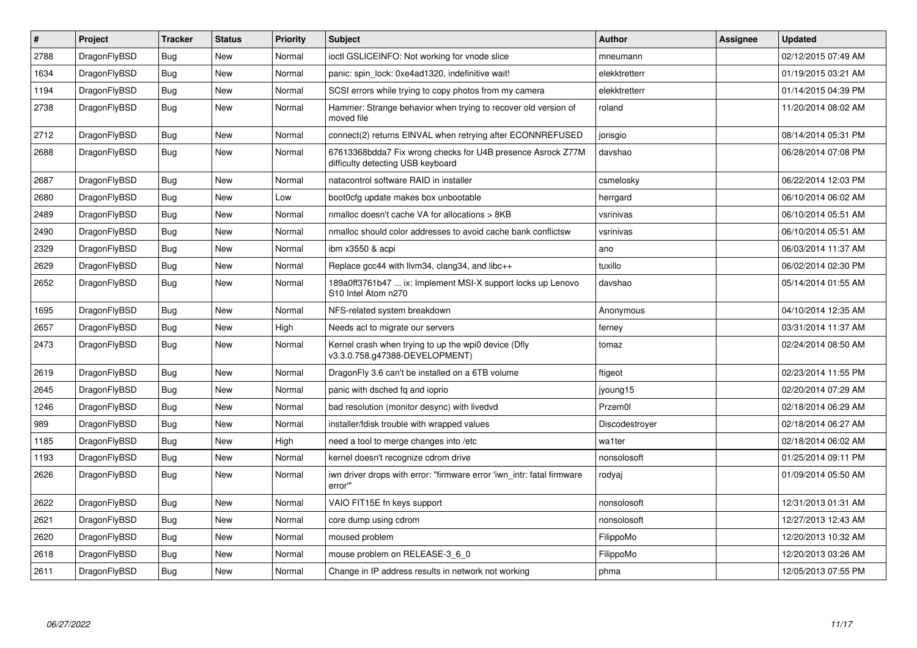| # | Project | Tracker | Status | Priority | Subject | Author | Assignee | Updated |
|---|---|---|---|---|---|---|---|---|
| 2788 | DragonFlyBSD | Bug | New | Normal | ioctl GSLICEINFO: Not working for vnode slice | mneumann | | 02/12/2015 07:49 AM |
| 1634 | DragonFlyBSD | Bug | New | Normal | panic: spin_lock: 0xe4ad1320, indefinitive wait! | elekktretterr | | 01/19/2015 03:21 AM |
| 1194 | DragonFlyBSD | Bug | New | Normal | SCSI errors while trying to copy photos from my camera | elekktretterr | | 01/14/2015 04:39 PM |
| 2738 | DragonFlyBSD | Bug | New | Normal | Hammer: Strange behavior when trying to recover old version of moved file | roland | | 11/20/2014 08:02 AM |
| 2712 | DragonFlyBSD | Bug | New | Normal | connect(2) returns EINVAL when retrying after ECONNREFUSED | jorisgio | | 08/14/2014 05:31 PM |
| 2688 | DragonFlyBSD | Bug | New | Normal | 67613368bdda7 Fix wrong checks for U4B presence Asrock Z77M difficulty detecting USB keyboard | davshao | | 06/28/2014 07:08 PM |
| 2687 | DragonFlyBSD | Bug | New | Normal | natacontrol software RAID in installer | csmelosky | | 06/22/2014 12:03 PM |
| 2680 | DragonFlyBSD | Bug | New | Low | boot0cfg update makes box unbootable | herrgard | | 06/10/2014 06:02 AM |
| 2489 | DragonFlyBSD | Bug | New | Normal | nmalloc doesn't cache VA for allocations > 8KB | vsrinivas | | 06/10/2014 05:51 AM |
| 2490 | DragonFlyBSD | Bug | New | Normal | nmalloc should color addresses to avoid cache bank conflictsw | vsrinivas | | 06/10/2014 05:51 AM |
| 2329 | DragonFlyBSD | Bug | New | Normal | ibm x3550 & acpi | ano | | 06/03/2014 11:37 AM |
| 2629 | DragonFlyBSD | Bug | New | Normal | Replace gcc44 with llvm34, clang34, and libc++ | tuxillo | | 06/02/2014 02:30 PM |
| 2652 | DragonFlyBSD | Bug | New | Normal | 189a0ff3761b47 ... ix: Implement MSI-X support locks up Lenovo S10 Intel Atom n270 | davshao | | 05/14/2014 01:55 AM |
| 1695 | DragonFlyBSD | Bug | New | Normal | NFS-related system breakdown | Anonymous | | 04/10/2014 12:35 AM |
| 2657 | DragonFlyBSD | Bug | New | High | Needs acl to migrate our servers | ferney | | 03/31/2014 11:37 AM |
| 2473 | DragonFlyBSD | Bug | New | Normal | Kernel crash when trying to up the wpi0 device (Dfly v3.3.0.758.g47388-DEVELOPMENT) | tomaz | | 02/24/2014 08:50 AM |
| 2619 | DragonFlyBSD | Bug | New | Normal | DragonFly 3.6 can't be installed on a 6TB volume | ftigeot | | 02/23/2014 11:55 PM |
| 2645 | DragonFlyBSD | Bug | New | Normal | panic with dsched fq and ioprio | jyoung15 | | 02/20/2014 07:29 AM |
| 1246 | DragonFlyBSD | Bug | New | Normal | bad resolution (monitor desync) with livedvd | Przem0l | | 02/18/2014 06:29 AM |
| 989 | DragonFlyBSD | Bug | New | Normal | installer/fdisk trouble with wrapped values | Discodestroyer | | 02/18/2014 06:27 AM |
| 1185 | DragonFlyBSD | Bug | New | High | need a tool to merge changes into /etc | wa1ter | | 02/18/2014 06:02 AM |
| 1193 | DragonFlyBSD | Bug | New | Normal | kernel doesn't recognize cdrom drive | nonsolosoft | | 01/25/2014 09:11 PM |
| 2626 | DragonFlyBSD | Bug | New | Normal | iwn driver drops with error: "firmware error 'iwn_intr: fatal firmware error'" | rodyaj | | 01/09/2014 05:50 AM |
| 2622 | DragonFlyBSD | Bug | New | Normal | VAIO FIT15E fn keys support | nonsolosoft | | 12/31/2013 01:31 AM |
| 2621 | DragonFlyBSD | Bug | New | Normal | core dump using cdrom | nonsolosoft | | 12/27/2013 12:43 AM |
| 2620 | DragonFlyBSD | Bug | New | Normal | moused problem | FilippoMo | | 12/20/2013 10:32 AM |
| 2618 | DragonFlyBSD | Bug | New | Normal | mouse problem on RELEASE-3_6_0 | FilippoMo | | 12/20/2013 03:26 AM |
| 2611 | DragonFlyBSD | Bug | New | Normal | Change in IP address results in network not working | phma | | 12/05/2013 07:55 PM |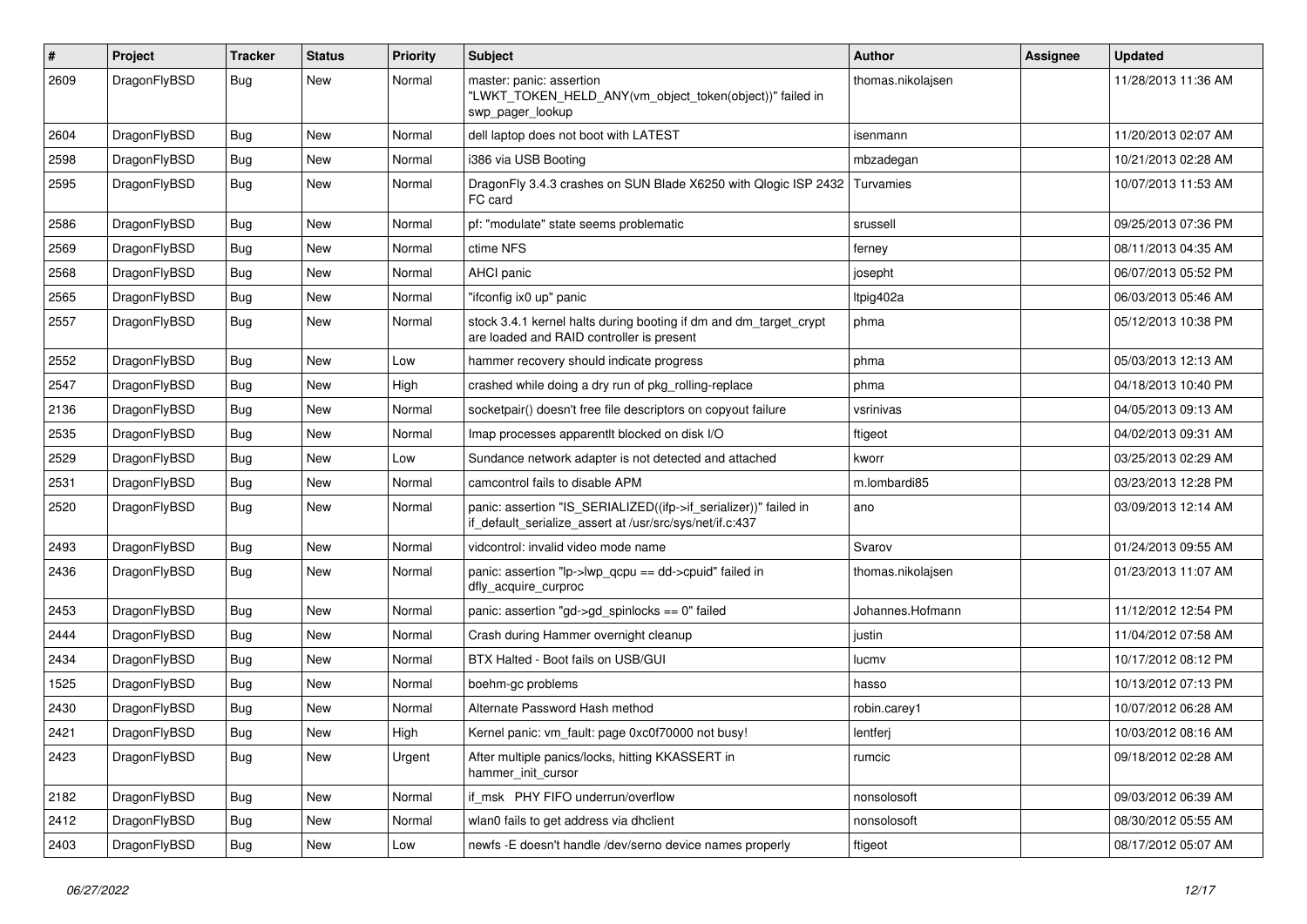| # | Project | Tracker | Status | Priority | Subject | Author | Assignee | Updated |
|---|---|---|---|---|---|---|---|---|
| 2609 | DragonFlyBSD | Bug | New | Normal | master: panic: assertion "LWKT_TOKEN_HELD_ANY(vm_object_token(object))" failed in swp_pager_lookup | thomas.nikolajsen | | 11/28/2013 11:36 AM |
| 2604 | DragonFlyBSD | Bug | New | Normal | dell laptop does not boot with LATEST | isenmann | | 11/20/2013 02:07 AM |
| 2598 | DragonFlyBSD | Bug | New | Normal | i386 via USB Booting | mbzadegan | | 10/21/2013 02:28 AM |
| 2595 | DragonFlyBSD | Bug | New | Normal | DragonFly 3.4.3 crashes on SUN Blade X6250 with Qlogic ISP 2432 FC card | Turvamies | | 10/07/2013 11:53 AM |
| 2586 | DragonFlyBSD | Bug | New | Normal | pf: "modulate" state seems problematic | srussell | | 09/25/2013 07:36 PM |
| 2569 | DragonFlyBSD | Bug | New | Normal | ctime NFS | ferney | | 08/11/2013 04:35 AM |
| 2568 | DragonFlyBSD | Bug | New | Normal | AHCI panic | josepht | | 06/07/2013 05:52 PM |
| 2565 | DragonFlyBSD | Bug | New | Normal | "ifconfig ix0 up" panic | ltpig402a | | 06/03/2013 05:46 AM |
| 2557 | DragonFlyBSD | Bug | New | Normal | stock 3.4.1 kernel halts during booting if dm and dm_target_crypt are loaded and RAID controller is present | phma | | 05/12/2013 10:38 PM |
| 2552 | DragonFlyBSD | Bug | New | Low | hammer recovery should indicate progress | phma | | 05/03/2013 12:13 AM |
| 2547 | DragonFlyBSD | Bug | New | High | crashed while doing a dry run of pkg_rolling-replace | phma | | 04/18/2013 10:40 PM |
| 2136 | DragonFlyBSD | Bug | New | Normal | socketpair() doesn't free file descriptors on copyout failure | vsrinivas | | 04/05/2013 09:13 AM |
| 2535 | DragonFlyBSD | Bug | New | Normal | Imap processes apparentlt blocked on disk I/O | ftigeot | | 04/02/2013 09:31 AM |
| 2529 | DragonFlyBSD | Bug | New | Low | Sundance network adapter is not detected and attached | kworr | | 03/25/2013 02:29 AM |
| 2531 | DragonFlyBSD | Bug | New | Normal | camcontrol fails to disable APM | m.lombardi85 | | 03/23/2013 12:28 PM |
| 2520 | DragonFlyBSD | Bug | New | Normal | panic: assertion "IS_SERIALIZED((ifp->if_serializer))" failed in if_default_serialize_assert at /usr/src/sys/net/if.c:437 | ano | | 03/09/2013 12:14 AM |
| 2493 | DragonFlyBSD | Bug | New | Normal | vidcontrol: invalid video mode name | Svarov | | 01/24/2013 09:55 AM |
| 2436 | DragonFlyBSD | Bug | New | Normal | panic: assertion "lp->lwp_qcpu == dd->cpuid" failed in dfly_acquire_curproc | thomas.nikolajsen | | 01/23/2013 11:07 AM |
| 2453 | DragonFlyBSD | Bug | New | Normal | panic: assertion "gd->gd_spinlocks == 0" failed | Johannes.Hofmann | | 11/12/2012 12:54 PM |
| 2444 | DragonFlyBSD | Bug | New | Normal | Crash during Hammer overnight cleanup | justin | | 11/04/2012 07:58 AM |
| 2434 | DragonFlyBSD | Bug | New | Normal | BTX Halted - Boot fails on USB/GUI | lucmv | | 10/17/2012 08:12 PM |
| 1525 | DragonFlyBSD | Bug | New | Normal | boehm-gc problems | hasso | | 10/13/2012 07:13 PM |
| 2430 | DragonFlyBSD | Bug | New | Normal | Alternate Password Hash method | robin.carey1 | | 10/07/2012 06:28 AM |
| 2421 | DragonFlyBSD | Bug | New | High | Kernel panic: vm_fault: page 0xc0f70000 not busy! | lentferj | | 10/03/2012 08:16 AM |
| 2423 | DragonFlyBSD | Bug | New | Urgent | After multiple panics/locks, hitting KKASSERT in hammer_init_cursor | rumcic | | 09/18/2012 02:28 AM |
| 2182 | DragonFlyBSD | Bug | New | Normal | if_msk PHY FIFO underrun/overflow | nonsolosoft | | 09/03/2012 06:39 AM |
| 2412 | DragonFlyBSD | Bug | New | Normal | wlan0 fails to get address via dhclient | nonsolosoft | | 08/30/2012 05:55 AM |
| 2403 | DragonFlyBSD | Bug | New | Low | newfs -E doesn't handle /dev/serno device names properly | ftigeot | | 08/17/2012 05:07 AM |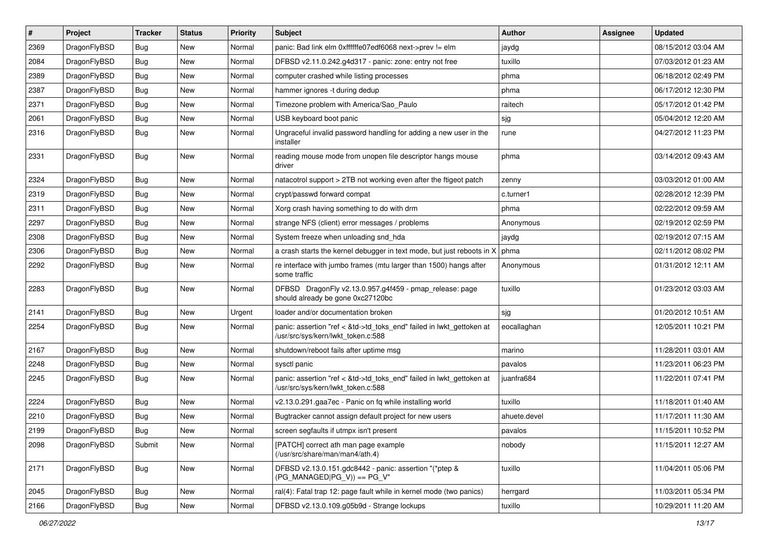| # | Project | Tracker | Status | Priority | Subject | Author | Assignee | Updated |
|---|---|---|---|---|---|---|---|---|
| 2369 | DragonFlyBSD | Bug | New | Normal | panic: Bad link elm 0xffffffe07edf6068 next->prev != elm | jaydg | | 08/15/2012 03:04 AM |
| 2084 | DragonFlyBSD | Bug | New | Normal | DFBSD v2.11.0.242.g4d317 - panic: zone: entry not free | tuxillo | | 07/03/2012 01:23 AM |
| 2389 | DragonFlyBSD | Bug | New | Normal | computer crashed while listing processes | phma | | 06/18/2012 02:49 PM |
| 2387 | DragonFlyBSD | Bug | New | Normal | hammer ignores -t during dedup | phma | | 06/17/2012 12:30 PM |
| 2371 | DragonFlyBSD | Bug | New | Normal | Timezone problem with America/Sao_Paulo | raitech | | 05/17/2012 01:42 PM |
| 2061 | DragonFlyBSD | Bug | New | Normal | USB keyboard boot panic | sjg | | 05/04/2012 12:20 AM |
| 2316 | DragonFlyBSD | Bug | New | Normal | Ungraceful invalid password handling for adding a new user in the installer | rune | | 04/27/2012 11:23 PM |
| 2331 | DragonFlyBSD | Bug | New | Normal | reading mouse mode from unopen file descriptor hangs mouse driver | phma | | 03/14/2012 09:43 AM |
| 2324 | DragonFlyBSD | Bug | New | Normal | natacotrol support > 2TB not working even after the ftigeot patch | zenny | | 03/03/2012 01:00 AM |
| 2319 | DragonFlyBSD | Bug | New | Normal | crypt/passwd forward compat | c.turner1 | | 02/28/2012 12:39 PM |
| 2311 | DragonFlyBSD | Bug | New | Normal | Xorg crash having something to do with drm | phma | | 02/22/2012 09:59 AM |
| 2297 | DragonFlyBSD | Bug | New | Normal | strange NFS (client) error messages / problems | Anonymous | | 02/19/2012 02:59 PM |
| 2308 | DragonFlyBSD | Bug | New | Normal | System freeze when unloading snd_hda | jaydg | | 02/19/2012 07:15 AM |
| 2306 | DragonFlyBSD | Bug | New | Normal | a crash starts the kernel debugger in text mode, but just reboots in X | phma | | 02/11/2012 08:02 PM |
| 2292 | DragonFlyBSD | Bug | New | Normal | re interface with jumbo frames (mtu larger than 1500) hangs after some traffic | Anonymous | | 01/31/2012 12:11 AM |
| 2283 | DragonFlyBSD | Bug | New | Normal | DFBSD DragonFly v2.13.0.957.g4f459 - pmap_release: page should already be gone 0xc27120bc | tuxillo | | 01/23/2012 03:03 AM |
| 2141 | DragonFlyBSD | Bug | New | Urgent | loader and/or documentation broken | sjg | | 01/20/2012 10:51 AM |
| 2254 | DragonFlyBSD | Bug | New | Normal | panic: assertion "ref < &td->td_toks_end" failed in lwkt_gettoken at /usr/src/sys/kern/lwkt_token.c:588 | eocallaghan | | 12/05/2011 10:21 PM |
| 2167 | DragonFlyBSD | Bug | New | Normal | shutdown/reboot fails after uptime msg | marino | | 11/28/2011 03:01 AM |
| 2248 | DragonFlyBSD | Bug | New | Normal | sysctl panic | pavalos | | 11/23/2011 06:23 PM |
| 2245 | DragonFlyBSD | Bug | New | Normal | panic: assertion "ref < &td->td_toks_end" failed in lwkt_gettoken at /usr/src/sys/kern/lwkt_token.c:588 | juanfra684 | | 11/22/2011 07:41 PM |
| 2224 | DragonFlyBSD | Bug | New | Normal | v2.13.0.291.gaa7ec - Panic on fq while installing world | tuxillo | | 11/18/2011 01:40 AM |
| 2210 | DragonFlyBSD | Bug | New | Normal | Bugtracker cannot assign default project for new users | ahuete.devel | | 11/17/2011 11:30 AM |
| 2199 | DragonFlyBSD | Bug | New | Normal | screen segfaults if utmpx isn't present | pavalos | | 11/15/2011 10:52 PM |
| 2098 | DragonFlyBSD | Submit | New | Normal | [PATCH] correct ath man page example (/usr/src/share/man/man4/ath.4) | nobody | | 11/15/2011 12:27 AM |
| 2171 | DragonFlyBSD | Bug | New | Normal | DFBSD v2.13.0.151.gdc8442 - panic: assertion "(*ptep & (PG_MANAGED\|PG_V)) == PG_V" | tuxillo | | 11/04/2011 05:06 PM |
| 2045 | DragonFlyBSD | Bug | New | Normal | ral(4): Fatal trap 12: page fault while in kernel mode (two panics) | herrgard | | 11/03/2011 05:34 PM |
| 2166 | DragonFlyBSD | Bug | New | Normal | DFBSD v2.13.0.109.g05b9d - Strange lockups | tuxillo | | 10/29/2011 11:20 AM |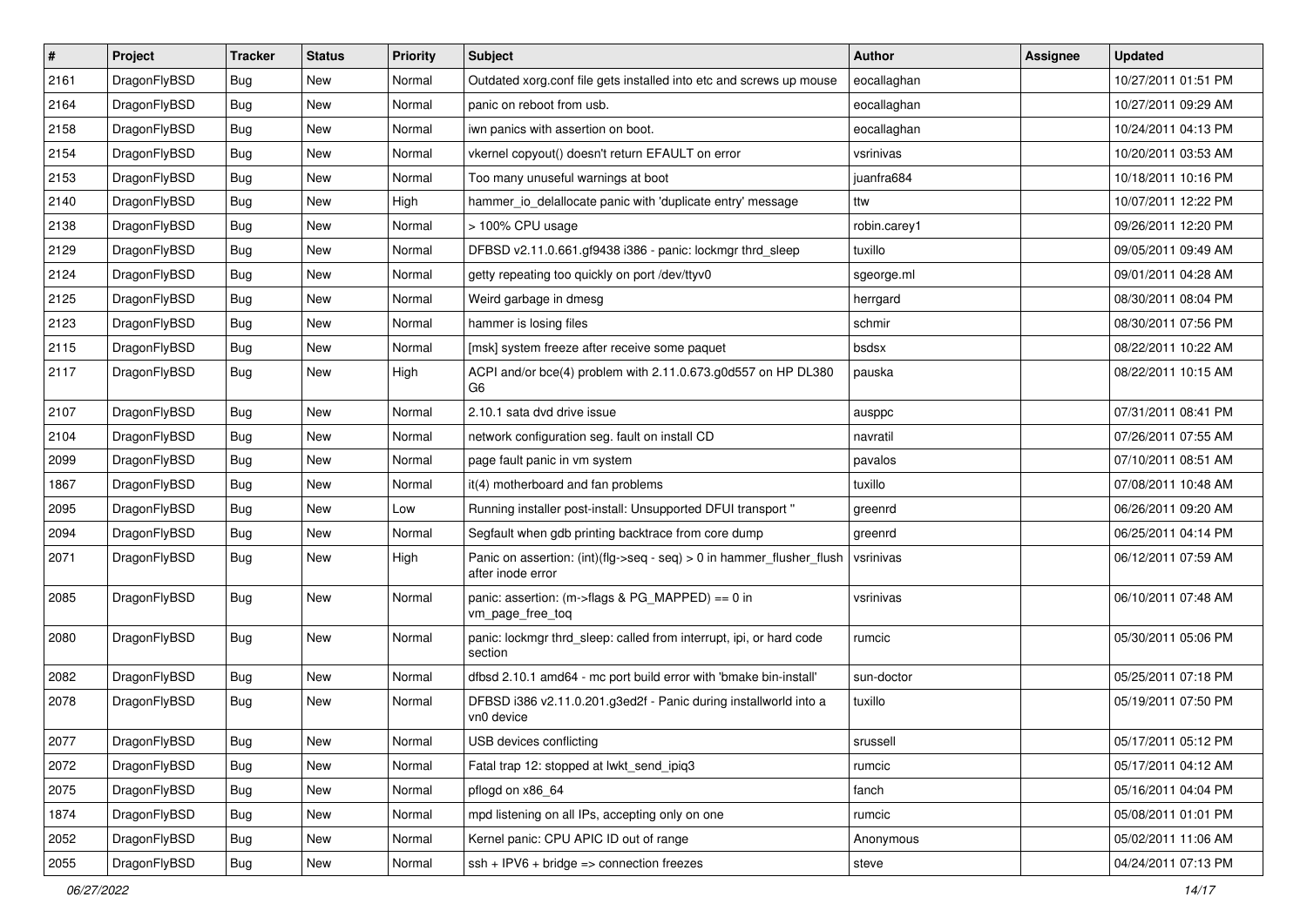| # | Project | Tracker | Status | Priority | Subject | Author | Assignee | Updated |
|---|---|---|---|---|---|---|---|---|
| 2161 | DragonFlyBSD | Bug | New | Normal | Outdated xorg.conf file gets installed into etc and screws up mouse | eocallaghan | | 10/27/2011 01:51 PM |
| 2164 | DragonFlyBSD | Bug | New | Normal | panic on reboot from usb. | eocallaghan | | 10/27/2011 09:29 AM |
| 2158 | DragonFlyBSD | Bug | New | Normal | iwn panics with assertion on boot. | eocallaghan | | 10/24/2011 04:13 PM |
| 2154 | DragonFlyBSD | Bug | New | Normal | vkernel copyout() doesn't return EFAULT on error | vsrinivas | | 10/20/2011 03:53 AM |
| 2153 | DragonFlyBSD | Bug | New | Normal | Too many unuseful warnings at boot | juanfra684 | | 10/18/2011 10:16 PM |
| 2140 | DragonFlyBSD | Bug | New | High | hammer_io_delallocate panic with 'duplicate entry' message | ttw | | 10/07/2011 12:22 PM |
| 2138 | DragonFlyBSD | Bug | New | Normal | > 100% CPU usage | robin.carey1 | | 09/26/2011 12:20 PM |
| 2129 | DragonFlyBSD | Bug | New | Normal | DFBSD v2.11.0.661.gf9438 i386 - panic: lockmgr thrd_sleep | tuxillo | | 09/05/2011 09:49 AM |
| 2124 | DragonFlyBSD | Bug | New | Normal | getty repeating too quickly on port /dev/ttyv0 | sgeorge.ml | | 09/01/2011 04:28 AM |
| 2125 | DragonFlyBSD | Bug | New | Normal | Weird garbage in dmesg | herrgard | | 08/30/2011 08:04 PM |
| 2123 | DragonFlyBSD | Bug | New | Normal | hammer is losing files | schmir | | 08/30/2011 07:56 PM |
| 2115 | DragonFlyBSD | Bug | New | Normal | [msk] system freeze after receive some paquet | bsdsx | | 08/22/2011 10:22 AM |
| 2117 | DragonFlyBSD | Bug | New | High | ACPI and/or bce(4) problem with 2.11.0.673.g0d557 on HP DL380 G6 | pauska | | 08/22/2011 10:15 AM |
| 2107 | DragonFlyBSD | Bug | New | Normal | 2.10.1 sata dvd drive issue | ausppc | | 07/31/2011 08:41 PM |
| 2104 | DragonFlyBSD | Bug | New | Normal | network configuration seg. fault on install CD | navratil | | 07/26/2011 07:55 AM |
| 2099 | DragonFlyBSD | Bug | New | Normal | page fault panic in vm system | pavalos | | 07/10/2011 08:51 AM |
| 1867 | DragonFlyBSD | Bug | New | Normal | it(4) motherboard and fan problems | tuxillo | | 07/08/2011 10:48 AM |
| 2095 | DragonFlyBSD | Bug | New | Low | Running installer post-install: Unsupported DFUI transport " | greenrd | | 06/26/2011 09:20 AM |
| 2094 | DragonFlyBSD | Bug | New | Normal | Segfault when gdb printing backtrace from core dump | greenrd | | 06/25/2011 04:14 PM |
| 2071 | DragonFlyBSD | Bug | New | High | Panic on assertion: (int)(flg->seq - seq) > 0 in hammer_flusher_flush after inode error | vsrinivas | | 06/12/2011 07:59 AM |
| 2085 | DragonFlyBSD | Bug | New | Normal | panic: assertion: (m->flags & PG_MAPPED) == 0 in vm_page_free_toq | vsrinivas | | 06/10/2011 07:48 AM |
| 2080 | DragonFlyBSD | Bug | New | Normal | panic: lockmgr thrd_sleep: called from interrupt, ipi, or hard code section | rumcic | | 05/30/2011 05:06 PM |
| 2082 | DragonFlyBSD | Bug | New | Normal | dfbsd 2.10.1 amd64 - mc port build error with 'bmake bin-install' | sun-doctor | | 05/25/2011 07:18 PM |
| 2078 | DragonFlyBSD | Bug | New | Normal | DFBSD i386 v2.11.0.201.g3ed2f - Panic during installworld into a vn0 device | tuxillo | | 05/19/2011 07:50 PM |
| 2077 | DragonFlyBSD | Bug | New | Normal | USB devices conflicting | srussell | | 05/17/2011 05:12 PM |
| 2072 | DragonFlyBSD | Bug | New | Normal | Fatal trap 12: stopped at lwkt_send_ipiq3 | rumcic | | 05/17/2011 04:12 AM |
| 2075 | DragonFlyBSD | Bug | New | Normal | pflogd on x86_64 | fanch | | 05/16/2011 04:04 PM |
| 1874 | DragonFlyBSD | Bug | New | Normal | mpd listening on all IPs, accepting only on one | rumcic | | 05/08/2011 01:01 PM |
| 2052 | DragonFlyBSD | Bug | New | Normal | Kernel panic: CPU APIC ID out of range | Anonymous | | 05/02/2011 11:06 AM |
| 2055 | DragonFlyBSD | Bug | New | Normal | ssh + IPV6 + bridge => connection freezes | steve | | 04/24/2011 07:13 PM |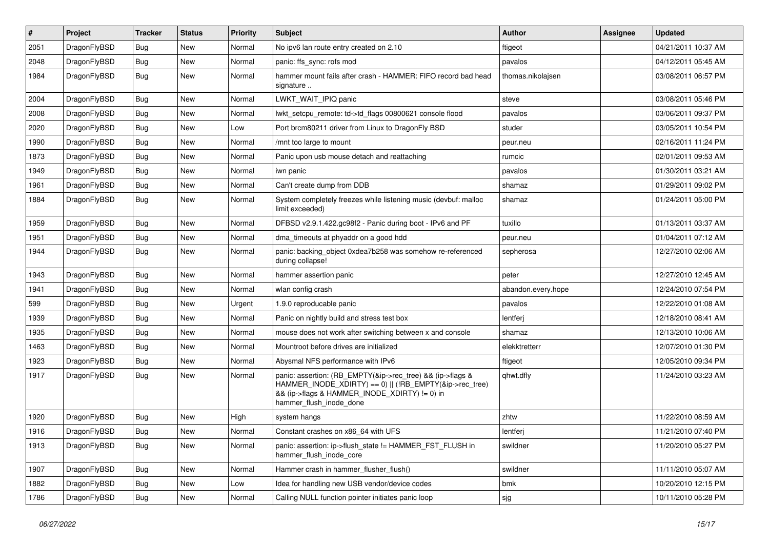| # | Project | Tracker | Status | Priority | Subject | Author | Assignee | Updated |
|---|---|---|---|---|---|---|---|---|
| 2051 | DragonFlyBSD | Bug | New | Normal | No ipv6 lan route entry created on 2.10 | ftigeot | | 04/21/2011 10:37 AM |
| 2048 | DragonFlyBSD | Bug | New | Normal | panic: ffs_sync: rofs mod | pavalos | | 04/12/2011 05:45 AM |
| 1984 | DragonFlyBSD | Bug | New | Normal | hammer mount fails after crash - HAMMER: FIFO record bad head signature .. | thomas.nikolajsen | | 03/08/2011 06:57 PM |
| 2004 | DragonFlyBSD | Bug | New | Normal | LWKT_WAIT_IPIQ panic | steve | | 03/08/2011 05:46 PM |
| 2008 | DragonFlyBSD | Bug | New | Normal | lwkt_setcpu_remote: td->td_flags 00800621 console flood | pavalos | | 03/06/2011 09:37 PM |
| 2020 | DragonFlyBSD | Bug | New | Low | Port brcm80211 driver from Linux to DragonFly BSD | studer | | 03/05/2011 10:54 PM |
| 1990 | DragonFlyBSD | Bug | New | Normal | /mnt too large to mount | peur.neu | | 02/16/2011 11:24 PM |
| 1873 | DragonFlyBSD | Bug | New | Normal | Panic upon usb mouse detach and reattaching | rumcic | | 02/01/2011 09:53 AM |
| 1949 | DragonFlyBSD | Bug | New | Normal | iwn panic | pavalos | | 01/30/2011 03:21 AM |
| 1961 | DragonFlyBSD | Bug | New | Normal | Can't create dump from DDB | shamaz | | 01/29/2011 09:02 PM |
| 1884 | DragonFlyBSD | Bug | New | Normal | System completely freezes while listening music (devbuf: malloc limit exceeded) | shamaz | | 01/24/2011 05:00 PM |
| 1959 | DragonFlyBSD | Bug | New | Normal | DFBSD v2.9.1.422.gc98f2 - Panic during boot - IPv6 and PF | tuxillo | | 01/13/2011 03:37 AM |
| 1951 | DragonFlyBSD | Bug | New | Normal | dma_timeouts at phyaddr on a good hdd | peur.neu | | 01/04/2011 07:12 AM |
| 1944 | DragonFlyBSD | Bug | New | Normal | panic: backing_object 0xdea7b258 was somehow re-referenced during collapse! | sepherosa | | 12/27/2010 02:06 AM |
| 1943 | DragonFlyBSD | Bug | New | Normal | hammer assertion panic | peter | | 12/27/2010 12:45 AM |
| 1941 | DragonFlyBSD | Bug | New | Normal | wlan config crash | abandon.every.hope | | 12/24/2010 07:54 PM |
| 599 | DragonFlyBSD | Bug | New | Urgent | 1.9.0 reproducable panic | pavalos | | 12/22/2010 01:08 AM |
| 1939 | DragonFlyBSD | Bug | New | Normal | Panic on nightly build and stress test box | lentferj | | 12/18/2010 08:41 AM |
| 1935 | DragonFlyBSD | Bug | New | Normal | mouse does not work after switching between x and console | shamaz | | 12/13/2010 10:06 AM |
| 1463 | DragonFlyBSD | Bug | New | Normal | Mountroot before drives are initialized | elekktretterr | | 12/07/2010 01:30 PM |
| 1923 | DragonFlyBSD | Bug | New | Normal | Abysmal NFS performance with IPv6 | ftigeot | | 12/05/2010 09:34 PM |
| 1917 | DragonFlyBSD | Bug | New | Normal | panic: assertion: (RB_EMPTY(&ip->rec_tree) && (ip->flags & HAMMER_INODE_XDIRTY) == 0) \|\| (!RB_EMPTY(&ip->rec_tree) && (ip->flags & HAMMER_INODE_XDIRTY) != 0) in hammer_flush_inode_done | qhwt.dfly | | 11/24/2010 03:23 AM |
| 1920 | DragonFlyBSD | Bug | New | High | system hangs | zhtw | | 11/22/2010 08:59 AM |
| 1916 | DragonFlyBSD | Bug | New | Normal | Constant crashes on x86_64 with UFS | lentferj | | 11/21/2010 07:40 PM |
| 1913 | DragonFlyBSD | Bug | New | Normal | panic: assertion: ip->flush_state != HAMMER_FST_FLUSH in hammer_flush_inode_core | swildner | | 11/20/2010 05:27 PM |
| 1907 | DragonFlyBSD | Bug | New | Normal | Hammer crash in hammer_flusher_flush() | swildner | | 11/11/2010 05:07 AM |
| 1882 | DragonFlyBSD | Bug | New | Low | Idea for handling new USB vendor/device codes | bmk | | 10/20/2010 12:15 PM |
| 1786 | DragonFlyBSD | Bug | New | Normal | Calling NULL function pointer initiates panic loop | sjg | | 10/11/2010 05:28 PM |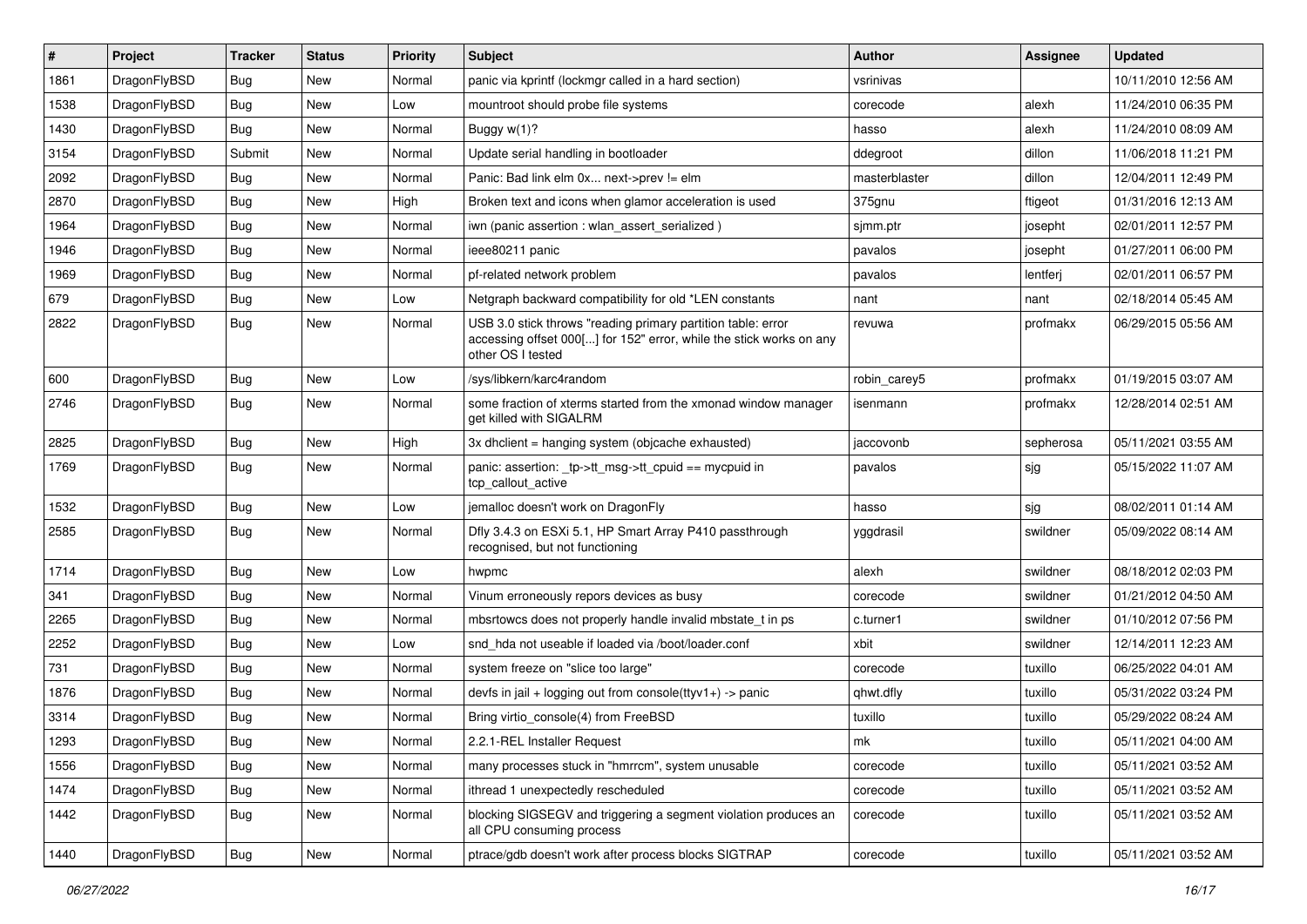| # | Project | Tracker | Status | Priority | Subject | Author | Assignee | Updated |
|---|---|---|---|---|---|---|---|---|
| 1861 | DragonFlyBSD | Bug | New | Normal | panic via kprintf (lockmgr called in a hard section) | vsrinivas | | 10/11/2010 12:56 AM |
| 1538 | DragonFlyBSD | Bug | New | Low | mountroot should probe file systems | corecode | alexh | 11/24/2010 06:35 PM |
| 1430 | DragonFlyBSD | Bug | New | Normal | Buggy w(1)? | hasso | alexh | 11/24/2010 08:09 AM |
| 3154 | DragonFlyBSD | Submit | New | Normal | Update serial handling in bootloader | ddegroot | dillon | 11/06/2018 11:21 PM |
| 2092 | DragonFlyBSD | Bug | New | Normal | Panic: Bad link elm 0x... next->prev != elm | masterblaster | dillon | 12/04/2011 12:49 PM |
| 2870 | DragonFlyBSD | Bug | New | High | Broken text and icons when glamor acceleration is used | 375gnu | ftigeot | 01/31/2016 12:13 AM |
| 1964 | DragonFlyBSD | Bug | New | Normal | iwn (panic assertion : wlan_assert_serialized ) | sjmm.ptr | josepht | 02/01/2011 12:57 PM |
| 1946 | DragonFlyBSD | Bug | New | Normal | ieee80211 panic | pavalos | josepht | 01/27/2011 06:00 PM |
| 1969 | DragonFlyBSD | Bug | New | Normal | pf-related network problem | pavalos | lentferj | 02/01/2011 06:57 PM |
| 679 | DragonFlyBSD | Bug | New | Low | Netgraph backward compatibility for old *LEN constants | nant | nant | 02/18/2014 05:45 AM |
| 2822 | DragonFlyBSD | Bug | New | Normal | USB 3.0 stick throws "reading primary partition table: error accessing offset 000[...] for 152" error, while the stick works on any other OS I tested | revuwa | profmakx | 06/29/2015 05:56 AM |
| 600 | DragonFlyBSD | Bug | New | Low | /sys/libkern/karc4random | robin_carey5 | profmakx | 01/19/2015 03:07 AM |
| 2746 | DragonFlyBSD | Bug | New | Normal | some fraction of xterms started from the xmonad window manager get killed with SIGALRM | isenmann | profmakx | 12/28/2014 02:51 AM |
| 2825 | DragonFlyBSD | Bug | New | High | 3x dhclient = hanging system (objcache exhausted) | jaccovonb | sepherosa | 05/11/2021 03:55 AM |
| 1769 | DragonFlyBSD | Bug | New | Normal | panic: assertion: _tp->tt_msg->tt_cpuid == mycpuid in tcp_callout_active | pavalos | sjg | 05/15/2022 11:07 AM |
| 1532 | DragonFlyBSD | Bug | New | Low | jemalloc doesn't work on DragonFly | hasso | sjg | 08/02/2011 01:14 AM |
| 2585 | DragonFlyBSD | Bug | New | Normal | Dfly 3.4.3 on ESXi 5.1, HP Smart Array P410 passthrough recognised, but not functioning | yggdrasil | swildner | 05/09/2022 08:14 AM |
| 1714 | DragonFlyBSD | Bug | New | Low | hwpmc | alexh | swildner | 08/18/2012 02:03 PM |
| 341 | DragonFlyBSD | Bug | New | Normal | Vinum erroneously repors devices as busy | corecode | swildner | 01/21/2012 04:50 AM |
| 2265 | DragonFlyBSD | Bug | New | Normal | mbsrtowcs does not properly handle invalid mbstate_t in ps | c.turner1 | swildner | 01/10/2012 07:56 PM |
| 2252 | DragonFlyBSD | Bug | New | Low | snd_hda not useable if loaded via /boot/loader.conf | xbit | swildner | 12/14/2011 12:23 AM |
| 731 | DragonFlyBSD | Bug | New | Normal | system freeze on "slice too large" | corecode | tuxillo | 06/25/2022 04:01 AM |
| 1876 | DragonFlyBSD | Bug | New | Normal | devfs in jail + logging out from console(ttyv1+) -> panic | qhwt.dfly | tuxillo | 05/31/2022 03:24 PM |
| 3314 | DragonFlyBSD | Bug | New | Normal | Bring virtio_console(4) from FreeBSD | tuxillo | tuxillo | 05/29/2022 08:24 AM |
| 1293 | DragonFlyBSD | Bug | New | Normal | 2.2.1-REL Installer Request | mk | tuxillo | 05/11/2021 04:00 AM |
| 1556 | DragonFlyBSD | Bug | New | Normal | many processes stuck in "hmrrcm", system unusable | corecode | tuxillo | 05/11/2021 03:52 AM |
| 1474 | DragonFlyBSD | Bug | New | Normal | ithread 1 unexpectedly rescheduled | corecode | tuxillo | 05/11/2021 03:52 AM |
| 1442 | DragonFlyBSD | Bug | New | Normal | blocking SIGSEGV and triggering a segment violation produces an all CPU consuming process | corecode | tuxillo | 05/11/2021 03:52 AM |
| 1440 | DragonFlyBSD | Bug | New | Normal | ptrace/gdb doesn't work after process blocks SIGTRAP | corecode | tuxillo | 05/11/2021 03:52 AM |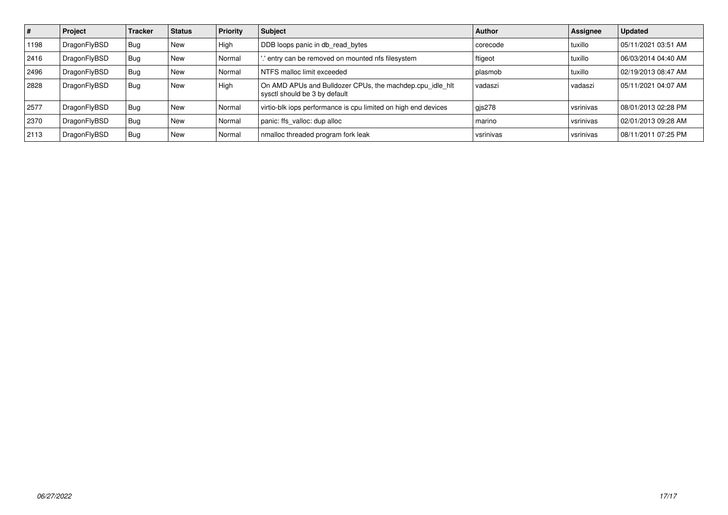| # | Project | Tracker | Status | Priority | Subject | Author | Assignee | Updated |
|---|---|---|---|---|---|---|---|---|
| 1198 | DragonFlyBSD | Bug | New | High | DDB loops panic in db_read_bytes | corecode | tuxillo | 05/11/2021 03:51 AM |
| 2416 | DragonFlyBSD | Bug | New | Normal | '.' entry can be removed on mounted nfs filesystem | ftigeot | tuxillo | 06/03/2014 04:40 AM |
| 2496 | DragonFlyBSD | Bug | New | Normal | NTFS malloc limit exceeded | plasmob | tuxillo | 02/19/2013 08:47 AM |
| 2828 | DragonFlyBSD | Bug | New | High | On AMD APUs and Bulldozer CPUs, the machdep.cpu_idle_hlt sysctl should be 3 by default | vadaszi | vadaszi | 05/11/2021 04:07 AM |
| 2577 | DragonFlyBSD | Bug | New | Normal | virtio-blk iops performance is cpu limited on high end devices | gjs278 | vsrinivas | 08/01/2013 02:28 PM |
| 2370 | DragonFlyBSD | Bug | New | Normal | panic: ffs_valloc: dup alloc | marino | vsrinivas | 02/01/2013 09:28 AM |
| 2113 | DragonFlyBSD | Bug | New | Normal | nmalloc threaded program fork leak | vsrinivas | vsrinivas | 08/11/2011 07:25 PM |